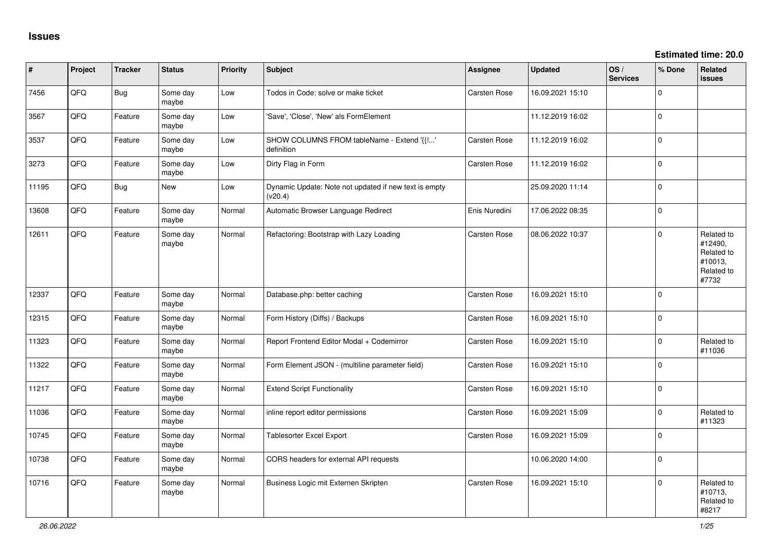# Issues

**Estimated time: 20.0**

| # | Project | Tracker | Status | Priority | Subject | Assignee | Updated | OS / Services | % Done | Related issues |
|---|---|---|---|---|---|---|---|---|---|---|
| 7456 | QFQ | Bug | Some day maybe | Low | Todos in Code: solve or make ticket | Carsten Rose | 16.09.2021 15:10 | | 0 | |
| 3567 | QFQ | Feature | Some day maybe | Low | 'Save', 'Close', 'New' als FormElement | | 11.12.2019 16:02 | | 0 | |
| 3537 | QFQ | Feature | Some day maybe | Low | SHOW COLUMNS FROM tableName - Extend '{{!...' definition | Carsten Rose | 11.12.2019 16:02 | | 0 | |
| 3273 | QFQ | Feature | Some day maybe | Low | Dirty Flag in Form | Carsten Rose | 11.12.2019 16:02 | | 0 | |
| 11195 | QFQ | Bug | New | Low | Dynamic Update: Note not updated if new text is empty (v20.4) | | 25.09.2020 11:14 | | 0 | |
| 13608 | QFQ | Feature | Some day maybe | Normal | Automatic Browser Language Redirect | Enis Nuredini | 17.06.2022 08:35 | | 0 | |
| 12611 | QFQ | Feature | Some day maybe | Normal | Refactoring: Bootstrap with Lazy Loading | Carsten Rose | 08.06.2022 10:37 | | 0 | Related to #12490, Related to #10013, Related to #7732 |
| 12337 | QFQ | Feature | Some day maybe | Normal | Database.php: better caching | Carsten Rose | 16.09.2021 15:10 | | 0 | |
| 12315 | QFQ | Feature | Some day maybe | Normal | Form History (Diffs) / Backups | Carsten Rose | 16.09.2021 15:10 | | 0 | |
| 11323 | QFQ | Feature | Some day maybe | Normal | Report Frontend Editor Modal + Codemirror | Carsten Rose | 16.09.2021 15:10 | | 0 | Related to #11036 |
| 11322 | QFQ | Feature | Some day maybe | Normal | Form Element JSON - (multiline parameter field) | Carsten Rose | 16.09.2021 15:10 | | 0 | |
| 11217 | QFQ | Feature | Some day maybe | Normal | Extend Script Functionality | Carsten Rose | 16.09.2021 15:10 | | 0 | |
| 11036 | QFQ | Feature | Some day maybe | Normal | inline report editor permissions | Carsten Rose | 16.09.2021 15:09 | | 0 | Related to #11323 |
| 10745 | QFQ | Feature | Some day maybe | Normal | Tablesorter Excel Export | Carsten Rose | 16.09.2021 15:09 | | 0 | |
| 10738 | QFQ | Feature | Some day maybe | Normal | CORS headers for external API requests | | 10.06.2020 14:00 | | 0 | |
| 10716 | QFQ | Feature | Some day maybe | Normal | Business Logic mit Externen Skripten | Carsten Rose | 16.09.2021 15:10 | | 0 | Related to #10713, Related to #8217 |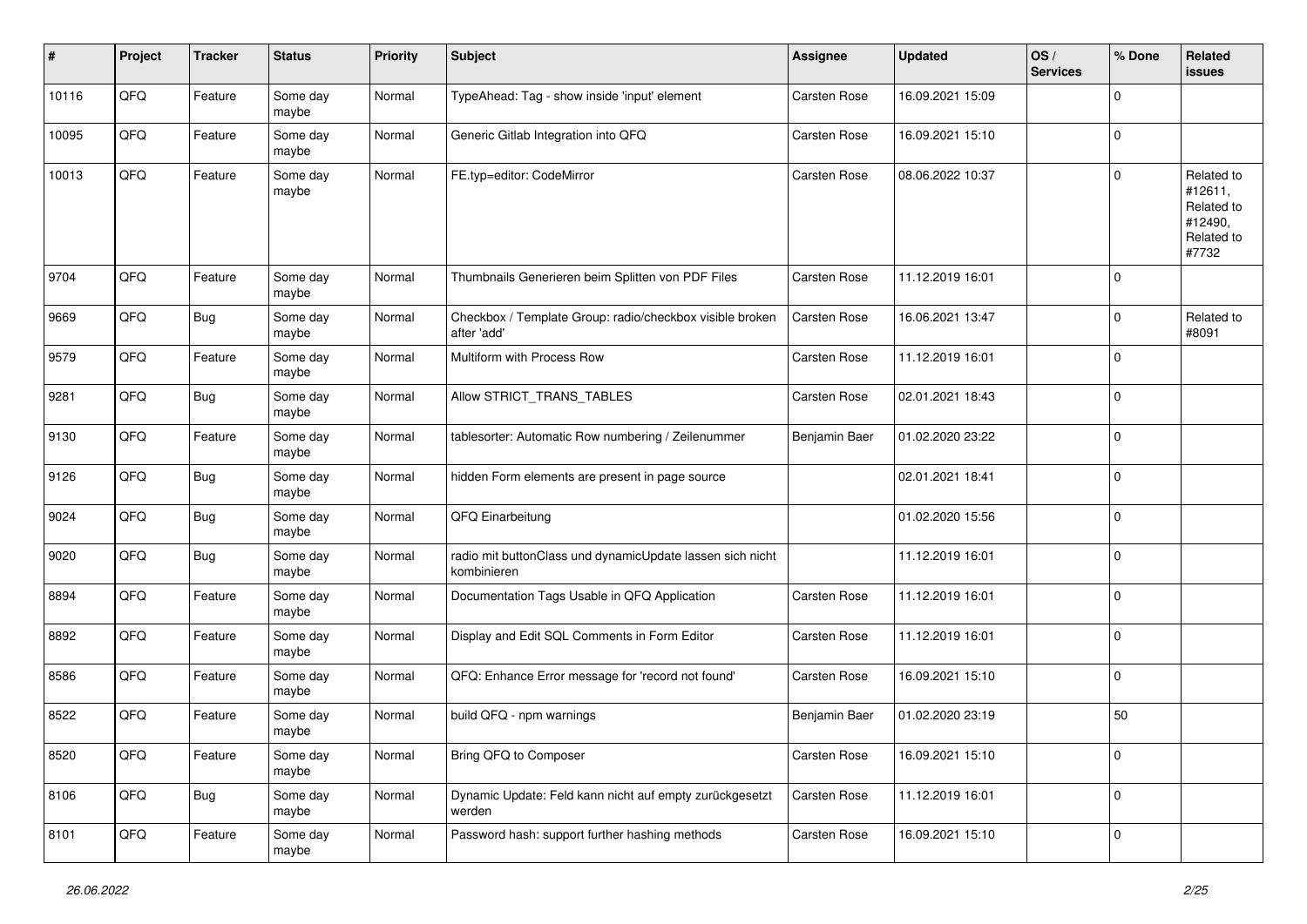| # | Project | Tracker | Status | Priority | Subject | Assignee | Updated | OS / Services | % Done | Related issues |
|---|---|---|---|---|---|---|---|---|---|---|
| 10116 | QFQ | Feature | Some day maybe | Normal | TypeAhead: Tag - show inside 'input' element | Carsten Rose | 16.09.2021 15:09 | | 0 | |
| 10095 | QFQ | Feature | Some day maybe | Normal | Generic Gitlab Integration into QFQ | Carsten Rose | 16.09.2021 15:10 | | 0 | |
| 10013 | QFQ | Feature | Some day maybe | Normal | FE.typ=editor: CodeMirror | Carsten Rose | 08.06.2022 10:37 | | 0 | Related to #12611, Related to #12490, Related to #7732 |
| 9704 | QFQ | Feature | Some day maybe | Normal | Thumbnails Generieren beim Splitten von PDF Files | Carsten Rose | 11.12.2019 16:01 | | 0 | |
| 9669 | QFQ | Bug | Some day maybe | Normal | Checkbox / Template Group: radio/checkbox visible broken after 'add' | Carsten Rose | 16.06.2021 13:47 | | 0 | Related to #8091 |
| 9579 | QFQ | Feature | Some day maybe | Normal | Multiform with Process Row | Carsten Rose | 11.12.2019 16:01 | | 0 | |
| 9281 | QFQ | Bug | Some day maybe | Normal | Allow STRICT_TRANS_TABLES | Carsten Rose | 02.01.2021 18:43 | | 0 | |
| 9130 | QFQ | Feature | Some day maybe | Normal | tablesorter: Automatic Row numbering / Zeilenummer | Benjamin Baer | 01.02.2020 23:22 | | 0 | |
| 9126 | QFQ | Bug | Some day maybe | Normal | hidden Form elements are present in page source | | 02.01.2021 18:41 | | 0 | |
| 9024 | QFQ | Bug | Some day maybe | Normal | QFQ Einarbeitung | | 01.02.2020 15:56 | | 0 | |
| 9020 | QFQ | Bug | Some day maybe | Normal | radio mit buttonClass und dynamicUpdate lassen sich nicht kombinieren | | 11.12.2019 16:01 | | 0 | |
| 8894 | QFQ | Feature | Some day maybe | Normal | Documentation Tags Usable in QFQ Application | Carsten Rose | 11.12.2019 16:01 | | 0 | |
| 8892 | QFQ | Feature | Some day maybe | Normal | Display and Edit SQL Comments in Form Editor | Carsten Rose | 11.12.2019 16:01 | | 0 | |
| 8586 | QFQ | Feature | Some day maybe | Normal | QFQ: Enhance Error message for 'record not found' | Carsten Rose | 16.09.2021 15:10 | | 0 | |
| 8522 | QFQ | Feature | Some day maybe | Normal | build QFQ - npm warnings | Benjamin Baer | 01.02.2020 23:19 | | 50 | |
| 8520 | QFQ | Feature | Some day maybe | Normal | Bring QFQ to Composer | Carsten Rose | 16.09.2021 15:10 | | 0 | |
| 8106 | QFQ | Bug | Some day maybe | Normal | Dynamic Update: Feld kann nicht auf empty zurückgesetzt werden | Carsten Rose | 11.12.2019 16:01 | | 0 | |
| 8101 | QFQ | Feature | Some day maybe | Normal | Password hash: support further hashing methods | Carsten Rose | 16.09.2021 15:10 | | 0 | |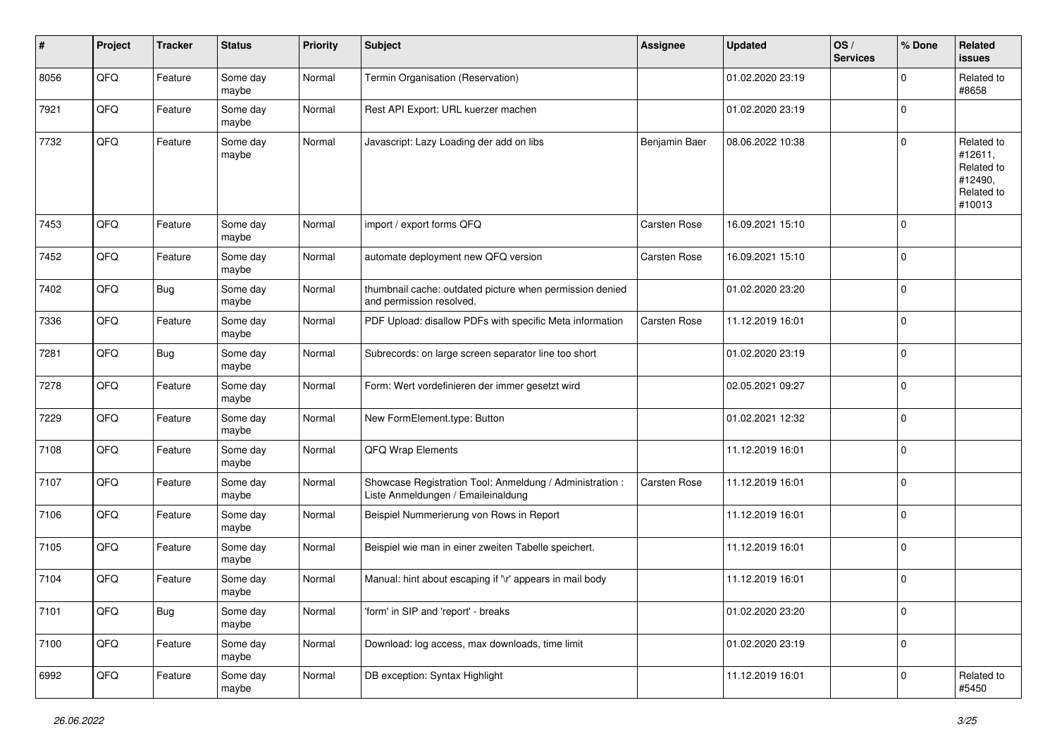| # | Project | Tracker | Status | Priority | Subject | Assignee | Updated | OS / Services | % Done | Related issues |
|---|---|---|---|---|---|---|---|---|---|---|
| 8056 | QFQ | Feature | Some day maybe | Normal | Termin Organisation (Reservation) | | 01.02.2020 23:19 | | 0 | Related to #8658 |
| 7921 | QFQ | Feature | Some day maybe | Normal | Rest API Export: URL kuerzer machen | | 01.02.2020 23:19 | | 0 | |
| 7732 | QFQ | Feature | Some day maybe | Normal | Javascript: Lazy Loading der add on libs | Benjamin Baer | 08.06.2022 10:38 | | 0 | Related to #12611, Related to #12490, Related to #10013 |
| 7453 | QFQ | Feature | Some day maybe | Normal | import / export forms QFQ | Carsten Rose | 16.09.2021 15:10 | | 0 | |
| 7452 | QFQ | Feature | Some day maybe | Normal | automate deployment new QFQ version | Carsten Rose | 16.09.2021 15:10 | | 0 | |
| 7402 | QFQ | Bug | Some day maybe | Normal | thumbnail cache: outdated picture when permission denied and permission resolved. | | 01.02.2020 23:20 | | 0 | |
| 7336 | QFQ | Feature | Some day maybe | Normal | PDF Upload: disallow PDFs with specific Meta information | Carsten Rose | 11.12.2019 16:01 | | 0 | |
| 7281 | QFQ | Bug | Some day maybe | Normal | Subrecords: on large screen separator line too short | | 01.02.2020 23:19 | | 0 | |
| 7278 | QFQ | Feature | Some day maybe | Normal | Form: Wert vordefinieren der immer gesetzt wird | | 02.05.2021 09:27 | | 0 | |
| 7229 | QFQ | Feature | Some day maybe | Normal | New FormElement.type: Button | | 01.02.2021 12:32 | | 0 | |
| 7108 | QFQ | Feature | Some day maybe | Normal | QFQ Wrap Elements | | 11.12.2019 16:01 | | 0 | |
| 7107 | QFQ | Feature | Some day maybe | Normal | Showcase Registration Tool: Anmeldung / Administration : Liste Anmeldungen / Emaileinaldung | Carsten Rose | 11.12.2019 16:01 | | 0 | |
| 7106 | QFQ | Feature | Some day maybe | Normal | Beispiel Nummerierung von Rows in Report | | 11.12.2019 16:01 | | 0 | |
| 7105 | QFQ | Feature | Some day maybe | Normal | Beispiel wie man in einer zweiten Tabelle speichert. | | 11.12.2019 16:01 | | 0 | |
| 7104 | QFQ | Feature | Some day maybe | Normal | Manual: hint about escaping if '\r' appears in mail body | | 11.12.2019 16:01 | | 0 | |
| 7101 | QFQ | Bug | Some day maybe | Normal | 'form' in SIP and 'report' - breaks | | 01.02.2020 23:20 | | 0 | |
| 7100 | QFQ | Feature | Some day maybe | Normal | Download: log access, max downloads, time limit | | 01.02.2020 23:19 | | 0 | |
| 6992 | QFQ | Feature | Some day maybe | Normal | DB exception: Syntax Highlight | | 11.12.2019 16:01 | | 0 | Related to #5450 |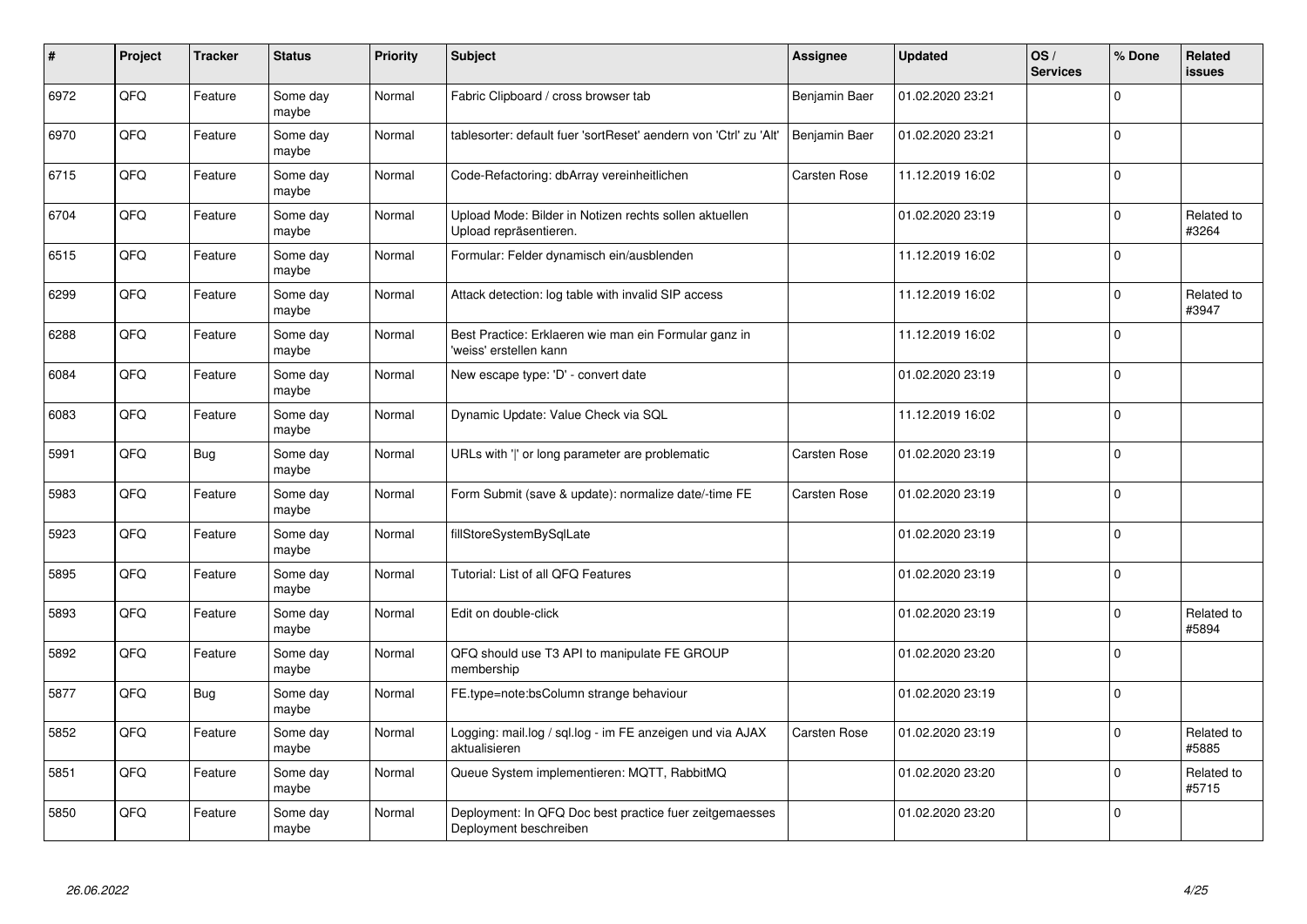| # | Project | Tracker | Status | Priority | Subject | Assignee | Updated | OS / Services | % Done | Related issues |
|---|---|---|---|---|---|---|---|---|---|---|
| 6972 | QFQ | Feature | Some day maybe | Normal | Fabric Clipboard / cross browser tab | Benjamin Baer | 01.02.2020 23:21 | | 0 | |
| 6970 | QFQ | Feature | Some day maybe | Normal | tablesorter: default fuer 'sortReset' aendern von 'Ctrl' zu 'Alt' | Benjamin Baer | 01.02.2020 23:21 | | 0 | |
| 6715 | QFQ | Feature | Some day maybe | Normal | Code-Refactoring: dbArray vereinheitlichen | Carsten Rose | 11.12.2019 16:02 | | 0 | |
| 6704 | QFQ | Feature | Some day maybe | Normal | Upload Mode: Bilder in Notizen rechts sollen aktuellen Upload repräsentieren. | | 01.02.2020 23:19 | | 0 | Related to #3264 |
| 6515 | QFQ | Feature | Some day maybe | Normal | Formular: Felder dynamisch ein/ausblenden | | 11.12.2019 16:02 | | 0 | |
| 6299 | QFQ | Feature | Some day maybe | Normal | Attack detection: log table with invalid SIP access | | 11.12.2019 16:02 | | 0 | Related to #3947 |
| 6288 | QFQ | Feature | Some day maybe | Normal | Best Practice: Erklaeren wie man ein Formular ganz in 'weiss' erstellen kann | | 11.12.2019 16:02 | | 0 | |
| 6084 | QFQ | Feature | Some day maybe | Normal | New escape type: 'D' - convert date | | 01.02.2020 23:19 | | 0 | |
| 6083 | QFQ | Feature | Some day maybe | Normal | Dynamic Update: Value Check via SQL | | 11.12.2019 16:02 | | 0 | |
| 5991 | QFQ | Bug | Some day maybe | Normal | URLs with '\|' or long parameter are problematic | Carsten Rose | 01.02.2020 23:19 | | 0 | |
| 5983 | QFQ | Feature | Some day maybe | Normal | Form Submit (save & update): normalize date/-time FE | Carsten Rose | 01.02.2020 23:19 | | 0 | |
| 5923 | QFQ | Feature | Some day maybe | Normal | fillStoreSystemBySqlLate | | 01.02.2020 23:19 | | 0 | |
| 5895 | QFQ | Feature | Some day maybe | Normal | Tutorial: List of all QFQ Features | | 01.02.2020 23:19 | | 0 | |
| 5893 | QFQ | Feature | Some day maybe | Normal | Edit on double-click | | 01.02.2020 23:19 | | 0 | Related to #5894 |
| 5892 | QFQ | Feature | Some day maybe | Normal | QFQ should use T3 API to manipulate FE GROUP membership | | 01.02.2020 23:20 | | 0 | |
| 5877 | QFQ | Bug | Some day maybe | Normal | FE.type=note:bsColumn strange behaviour | | 01.02.2020 23:19 | | 0 | |
| 5852 | QFQ | Feature | Some day maybe | Normal | Logging: mail.log / sql.log - im FE anzeigen und via AJAX aktualisieren | Carsten Rose | 01.02.2020 23:19 | | 0 | Related to #5885 |
| 5851 | QFQ | Feature | Some day maybe | Normal | Queue System implementieren: MQTT, RabbitMQ | | 01.02.2020 23:20 | | 0 | Related to #5715 |
| 5850 | QFQ | Feature | Some day maybe | Normal | Deployment: In QFQ Doc best practice fuer zeitgemaesses Deployment beschreiben | | 01.02.2020 23:20 | | 0 | |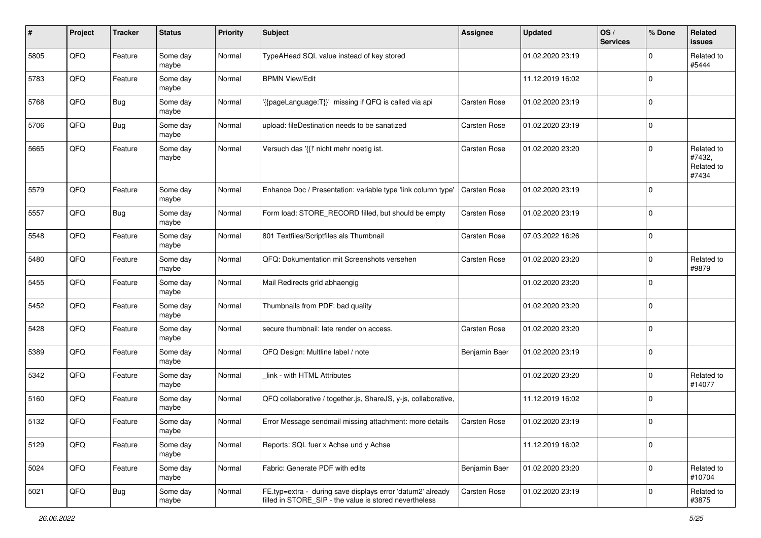| # | Project | Tracker | Status | Priority | Subject | Assignee | Updated | OS / Services | % Done | Related issues |
|---|---|---|---|---|---|---|---|---|---|---|
| 5805 | QFQ | Feature | Some day maybe | Normal | TypeAHead SQL value instead of key stored | | 01.02.2020 23:19 | | 0 | Related to #5444 |
| 5783 | QFQ | Feature | Some day maybe | Normal | BPMN View/Edit | | 11.12.2019 16:02 | | 0 | |
| 5768 | QFQ | Bug | Some day maybe | Normal | '{{pageLanguage:T}}' missing if QFQ is called via api | Carsten Rose | 01.02.2020 23:19 | | 0 | |
| 5706 | QFQ | Bug | Some day maybe | Normal | upload: fileDestination needs to be sanatized | Carsten Rose | 01.02.2020 23:19 | | 0 | |
| 5665 | QFQ | Feature | Some day maybe | Normal | Versuch das '{{!' nicht mehr noetig ist. | Carsten Rose | 01.02.2020 23:20 | | 0 | Related to #7432, Related to #7434 |
| 5579 | QFQ | Feature | Some day maybe | Normal | Enhance Doc / Presentation: variable type 'link column type' | Carsten Rose | 01.02.2020 23:19 | | 0 | |
| 5557 | QFQ | Bug | Some day maybe | Normal | Form load: STORE_RECORD filled, but should be empty | Carsten Rose | 01.02.2020 23:19 | | 0 | |
| 5548 | QFQ | Feature | Some day maybe | Normal | 801 Textfiles/Scriptfiles als Thumbnail | Carsten Rose | 07.03.2022 16:26 | | 0 | |
| 5480 | QFQ | Feature | Some day maybe | Normal | QFQ: Dokumentation mit Screenshots versehen | Carsten Rose | 01.02.2020 23:20 | | 0 | Related to #9879 |
| 5455 | QFQ | Feature | Some day maybe | Normal | Mail Redirects grld abhaengig | | 01.02.2020 23:20 | | 0 | |
| 5452 | QFQ | Feature | Some day maybe | Normal | Thumbnails from PDF: bad quality | | 01.02.2020 23:20 | | 0 | |
| 5428 | QFQ | Feature | Some day maybe | Normal | secure thumbnail: late render on access. | Carsten Rose | 01.02.2020 23:20 | | 0 | |
| 5389 | QFQ | Feature | Some day maybe | Normal | QFQ Design: Multline label / note | Benjamin Baer | 01.02.2020 23:19 | | 0 | |
| 5342 | QFQ | Feature | Some day maybe | Normal | _link - with HTML Attributes | | 01.02.2020 23:20 | | 0 | Related to #14077 |
| 5160 | QFQ | Feature | Some day maybe | Normal | QFQ collaborative / together.js, ShareJS, y-js, collaborative, | | 11.12.2019 16:02 | | 0 | |
| 5132 | QFQ | Feature | Some day maybe | Normal | Error Message sendmail missing attachment: more details | Carsten Rose | 01.02.2020 23:19 | | 0 | |
| 5129 | QFQ | Feature | Some day maybe | Normal | Reports: SQL fuer x Achse und y Achse | | 11.12.2019 16:02 | | 0 | |
| 5024 | QFQ | Feature | Some day maybe | Normal | Fabric: Generate PDF with edits | Benjamin Baer | 01.02.2020 23:20 | | 0 | Related to #10704 |
| 5021 | QFQ | Bug | Some day maybe | Normal | FE.typ=extra - during save displays error 'datum2' already filled in STORE_SIP - the value is stored nevertheless | Carsten Rose | 01.02.2020 23:19 | | 0 | Related to #3875 |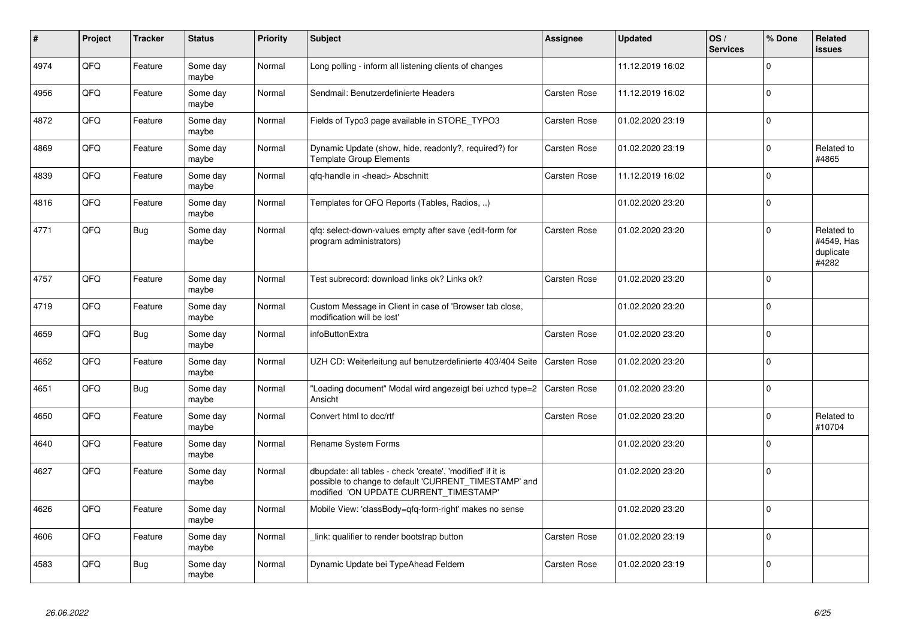| # | Project | Tracker | Status | Priority | Subject | Assignee | Updated | OS / Services | % Done | Related issues |
|---|---|---|---|---|---|---|---|---|---|---|
| 4974 | QFQ | Feature | Some day maybe | Normal | Long polling - inform all listening clients of changes | | 11.12.2019 16:02 | | 0 | |
| 4956 | QFQ | Feature | Some day maybe | Normal | Sendmail: Benutzerdefinierte Headers | Carsten Rose | 11.12.2019 16:02 | | 0 | |
| 4872 | QFQ | Feature | Some day maybe | Normal | Fields of Typo3 page available in STORE_TYPO3 | Carsten Rose | 01.02.2020 23:19 | | 0 | |
| 4869 | QFQ | Feature | Some day maybe | Normal | Dynamic Update (show, hide, readonly?, required?) for Template Group Elements | Carsten Rose | 01.02.2020 23:19 | | 0 | Related to #4865 |
| 4839 | QFQ | Feature | Some day maybe | Normal | qfq-handle in <head> Abschnitt | Carsten Rose | 11.12.2019 16:02 | | 0 | |
| 4816 | QFQ | Feature | Some day maybe | Normal | Templates for QFQ Reports (Tables, Radios, ..) | | 01.02.2020 23:20 | | 0 | |
| 4771 | QFQ | Bug | Some day maybe | Normal | qfq: select-down-values empty after save (edit-form for program administrators) | Carsten Rose | 01.02.2020 23:20 | | 0 | Related to #4549, Has duplicate #4282 |
| 4757 | QFQ | Feature | Some day maybe | Normal | Test subrecord: download links ok? Links ok? | Carsten Rose | 01.02.2020 23:20 | | 0 | |
| 4719 | QFQ | Feature | Some day maybe | Normal | Custom Message in Client in case of 'Browser tab close, modification will be lost' | | 01.02.2020 23:20 | | 0 | |
| 4659 | QFQ | Bug | Some day maybe | Normal | infoButtonExtra | Carsten Rose | 01.02.2020 23:20 | | 0 | |
| 4652 | QFQ | Feature | Some day maybe | Normal | UZH CD: Weiterleitung auf benutzerdefinierte 403/404 Seite | Carsten Rose | 01.02.2020 23:20 | | 0 | |
| 4651 | QFQ | Bug | Some day maybe | Normal | "Loading document" Modal wird angezeigt bei uzhcd type=2 Ansicht | Carsten Rose | 01.02.2020 23:20 | | 0 | |
| 4650 | QFQ | Feature | Some day maybe | Normal | Convert html to doc/rtf | Carsten Rose | 01.02.2020 23:20 | | 0 | Related to #10704 |
| 4640 | QFQ | Feature | Some day maybe | Normal | Rename System Forms | | 01.02.2020 23:20 | | 0 | |
| 4627 | QFQ | Feature | Some day maybe | Normal | dbupdate: all tables - check 'create', 'modified' if it is possible to change to default 'CURRENT_TIMESTAMP' and modified 'ON UPDATE CURRENT_TIMESTAMP' | | 01.02.2020 23:20 | | 0 | |
| 4626 | QFQ | Feature | Some day maybe | Normal | Mobile View: 'classBody=qfq-form-right' makes no sense | | 01.02.2020 23:20 | | 0 | |
| 4606 | QFQ | Feature | Some day maybe | Normal | _link: qualifier to render bootstrap button | Carsten Rose | 01.02.2020 23:19 | | 0 | |
| 4583 | QFQ | Bug | Some day maybe | Normal | Dynamic Update bei TypeAhead Feldern | Carsten Rose | 01.02.2020 23:19 | | 0 | |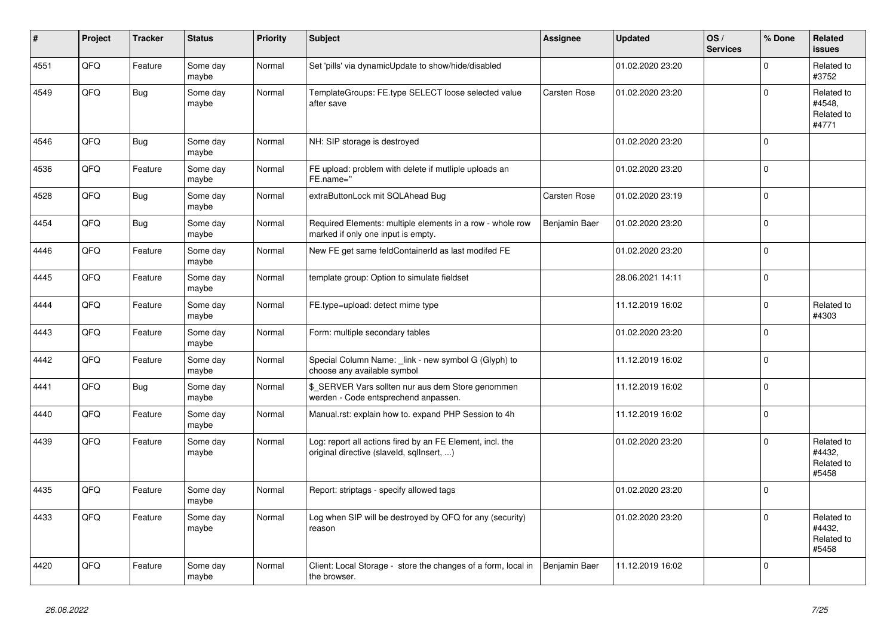| # | Project | Tracker | Status | Priority | Subject | Assignee | Updated | OS / Services | % Done | Related issues |
|---|---|---|---|---|---|---|---|---|---|---|
| 4551 | QFQ | Feature | Some day maybe | Normal | Set 'pills' via dynamicUpdate to show/hide/disabled | | 01.02.2020 23:20 | | 0 | Related to #3752 |
| 4549 | QFQ | Bug | Some day maybe | Normal | TemplateGroups: FE.type SELECT loose selected value after save | Carsten Rose | 01.02.2020 23:20 | | 0 | Related to #4548, Related to #4771 |
| 4546 | QFQ | Bug | Some day maybe | Normal | NH: SIP storage is destroyed | | 01.02.2020 23:20 | | 0 | |
| 4536 | QFQ | Feature | Some day maybe | Normal | FE upload: problem with delete if mutliple uploads an FE.name=" | | 01.02.2020 23:20 | | 0 | |
| 4528 | QFQ | Bug | Some day maybe | Normal | extraButtonLock mit SQLAhead Bug | Carsten Rose | 01.02.2020 23:19 | | 0 | |
| 4454 | QFQ | Bug | Some day maybe | Normal | Required Elements: multiple elements in a row - whole row marked if only one input is empty. | Benjamin Baer | 01.02.2020 23:20 | | 0 | |
| 4446 | QFQ | Feature | Some day maybe | Normal | New FE get same feldContainerId as last modifed FE | | 01.02.2020 23:20 | | 0 | |
| 4445 | QFQ | Feature | Some day maybe | Normal | template group: Option to simulate fieldset | | 28.06.2021 14:11 | | 0 | |
| 4444 | QFQ | Feature | Some day maybe | Normal | FE.type=upload: detect mime type | | 11.12.2019 16:02 | | 0 | Related to #4303 |
| 4443 | QFQ | Feature | Some day maybe | Normal | Form: multiple secondary tables | | 01.02.2020 23:20 | | 0 | |
| 4442 | QFQ | Feature | Some day maybe | Normal | Special Column Name: _link - new symbol G (Glyph) to choose any available symbol | | 11.12.2019 16:02 | | 0 | |
| 4441 | QFQ | Bug | Some day maybe | Normal | $_SERVER Vars sollten nur aus dem Store genommen werden - Code entsprechend anpassen. | | 11.12.2019 16:02 | | 0 | |
| 4440 | QFQ | Feature | Some day maybe | Normal | Manual.rst: explain how to. expand PHP Session to 4h | | 11.12.2019 16:02 | | 0 | |
| 4439 | QFQ | Feature | Some day maybe | Normal | Log: report all actions fired by an FE Element, incl. the original directive (slaveId, sqlInsert, ...) | | 01.02.2020 23:20 | | 0 | Related to #4432, Related to #5458 |
| 4435 | QFQ | Feature | Some day maybe | Normal | Report: striptags - specify allowed tags | | 01.02.2020 23:20 | | 0 | |
| 4433 | QFQ | Feature | Some day maybe | Normal | Log when SIP will be destroyed by QFQ for any (security) reason | | 01.02.2020 23:20 | | 0 | Related to #4432, Related to #5458 |
| 4420 | QFQ | Feature | Some day maybe | Normal | Client: Local Storage - store the changes of a form, local in the browser. | Benjamin Baer | 11.12.2019 16:02 | | 0 | |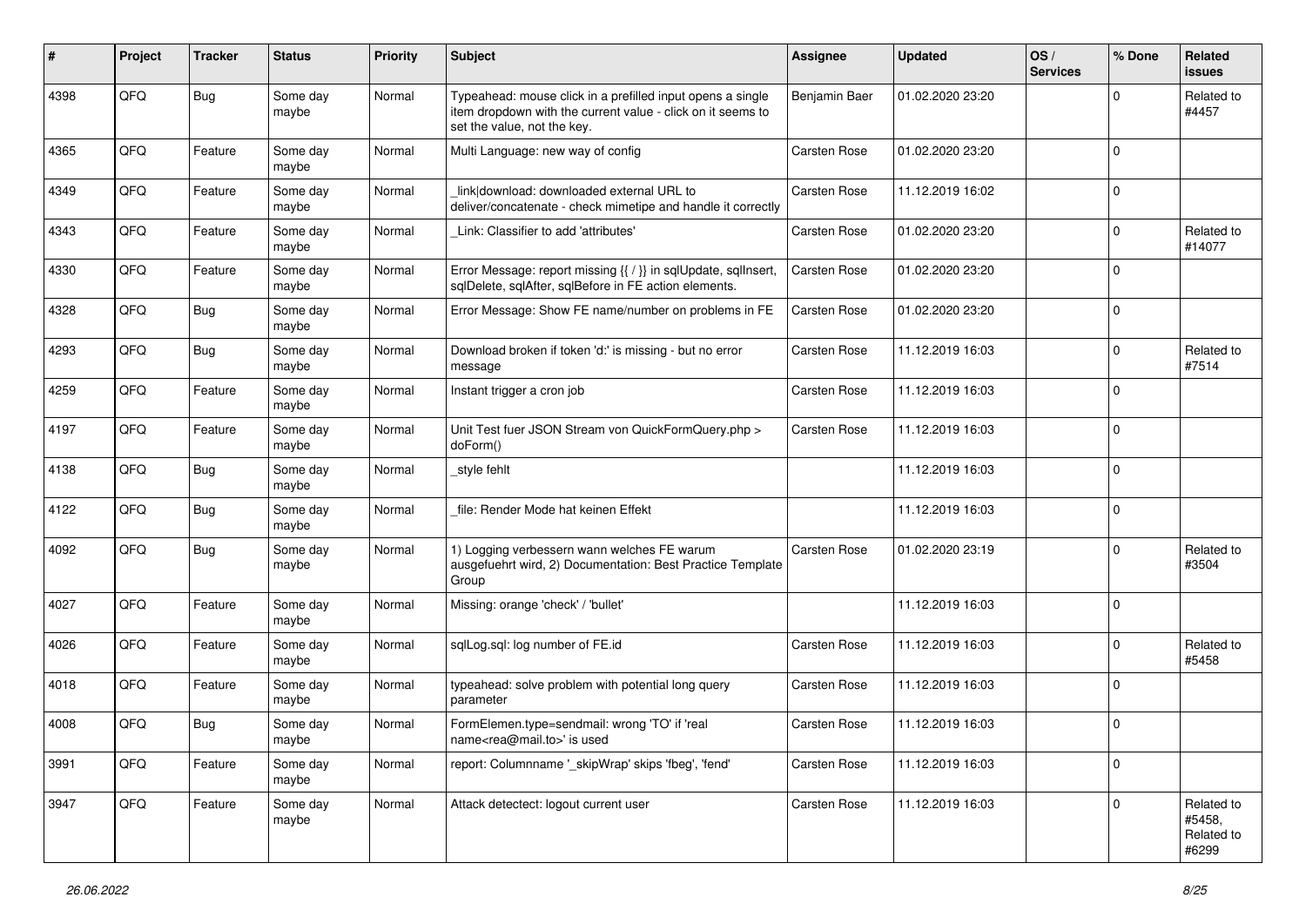| # | Project | Tracker | Status | Priority | Subject | Assignee | Updated | OS / Services | % Done | Related issues |
|---|---|---|---|---|---|---|---|---|---|---|
| 4398 | QFQ | Bug | Some day maybe | Normal | Typeahead: mouse click in a prefilled input opens a single item dropdown with the current value - click on it seems to set the value, not the key. | Benjamin Baer | 01.02.2020 23:20 | | 0 | Related to #4457 |
| 4365 | QFQ | Feature | Some day maybe | Normal | Multi Language: new way of config | Carsten Rose | 01.02.2020 23:20 | | 0 | |
| 4349 | QFQ | Feature | Some day maybe | Normal | _link\|download: downloaded external URL to deliver/concatenate - check mimetipe and handle it correctly | Carsten Rose | 11.12.2019 16:02 | | 0 | |
| 4343 | QFQ | Feature | Some day maybe | Normal | _Link: Classifier to add 'attributes' | Carsten Rose | 01.02.2020 23:20 | | 0 | Related to #14077 |
| 4330 | QFQ | Feature | Some day maybe | Normal | Error Message: report missing {{ / }} in sqlUpdate, sqlInsert, sqlDelete, sqlAfter, sqlBefore in FE action elements. | Carsten Rose | 01.02.2020 23:20 | | 0 | |
| 4328 | QFQ | Bug | Some day maybe | Normal | Error Message: Show FE name/number on problems in FE | Carsten Rose | 01.02.2020 23:20 | | 0 | |
| 4293 | QFQ | Bug | Some day maybe | Normal | Download broken if token 'd:' is missing - but no error message | Carsten Rose | 11.12.2019 16:03 | | 0 | Related to #7514 |
| 4259 | QFQ | Feature | Some day maybe | Normal | Instant trigger a cron job | Carsten Rose | 11.12.2019 16:03 | | 0 | |
| 4197 | QFQ | Feature | Some day maybe | Normal | Unit Test fuer JSON Stream von QuickFormQuery.php > doForm() | Carsten Rose | 11.12.2019 16:03 | | 0 | |
| 4138 | QFQ | Bug | Some day maybe | Normal | _style fehlt | | 11.12.2019 16:03 | | 0 | |
| 4122 | QFQ | Bug | Some day maybe | Normal | _file: Render Mode hat keinen Effekt | | 11.12.2019 16:03 | | 0 | |
| 4092 | QFQ | Bug | Some day maybe | Normal | 1) Logging verbessern wann welches FE warum ausgefuehrt wird, 2) Documentation: Best Practice Template Group | Carsten Rose | 01.02.2020 23:19 | | 0 | Related to #3504 |
| 4027 | QFQ | Feature | Some day maybe | Normal | Missing: orange 'check' / 'bullet' | | 11.12.2019 16:03 | | 0 | |
| 4026 | QFQ | Feature | Some day maybe | Normal | sqlLog.sql: log number of FE.id | Carsten Rose | 11.12.2019 16:03 | | 0 | Related to #5458 |
| 4018 | QFQ | Feature | Some day maybe | Normal | typeahead: solve problem with potential long query parameter | Carsten Rose | 11.12.2019 16:03 | | 0 | |
| 4008 | QFQ | Bug | Some day maybe | Normal | FormElemen.type=sendmail: wrong 'TO' if 'real name<rea@mail.to>' is used | Carsten Rose | 11.12.2019 16:03 | | 0 | |
| 3991 | QFQ | Feature | Some day maybe | Normal | report: Columnname '_skipWrap' skips 'fbeg', 'fend' | Carsten Rose | 11.12.2019 16:03 | | 0 | |
| 3947 | QFQ | Feature | Some day maybe | Normal | Attack detectect: logout current user | Carsten Rose | 11.12.2019 16:03 | | 0 | Related to #5458, Related to #6299 |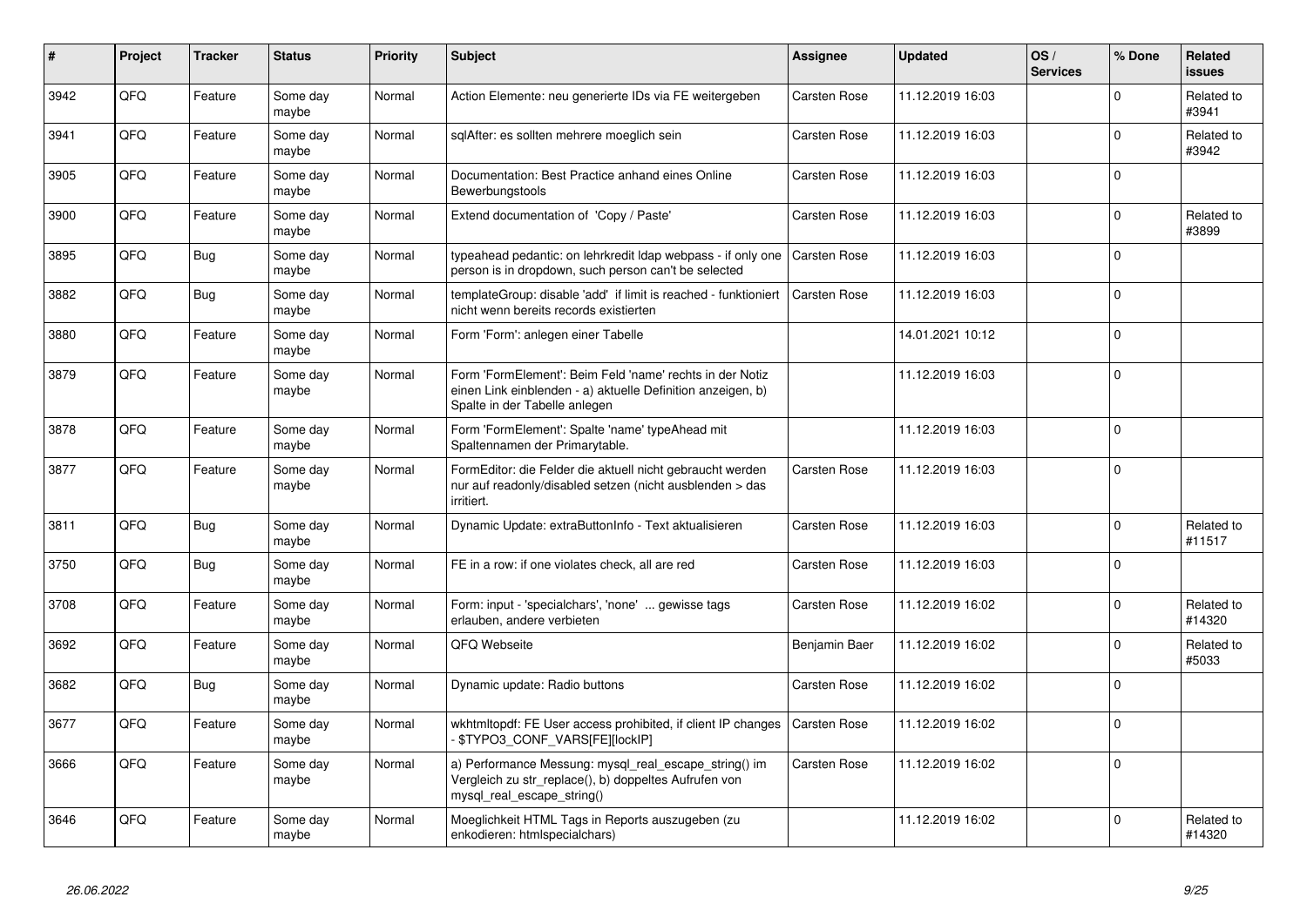| # | Project | Tracker | Status | Priority | Subject | Assignee | Updated | OS / Services | % Done | Related issues |
|---|---|---|---|---|---|---|---|---|---|---|
| 3942 | QFQ | Feature | Some day maybe | Normal | Action Elemente: neu generierte IDs via FE weitergeben | Carsten Rose | 11.12.2019 16:03 | | 0 | Related to #3941 |
| 3941 | QFQ | Feature | Some day maybe | Normal | sqlAfter: es sollten mehrere moeglich sein | Carsten Rose | 11.12.2019 16:03 | | 0 | Related to #3942 |
| 3905 | QFQ | Feature | Some day maybe | Normal | Documentation: Best Practice anhand eines Online Bewerbungstools | Carsten Rose | 11.12.2019 16:03 | | 0 | |
| 3900 | QFQ | Feature | Some day maybe | Normal | Extend documentation of 'Copy / Paste' | Carsten Rose | 11.12.2019 16:03 | | 0 | Related to #3899 |
| 3895 | QFQ | Bug | Some day maybe | Normal | typeahead pedantic: on lehrkredit ldap webpass - if only one person is in dropdown, such person can't be selected | Carsten Rose | 11.12.2019 16:03 | | 0 | |
| 3882 | QFQ | Bug | Some day maybe | Normal | templateGroup: disable 'add' if limit is reached - funktioniert nicht wenn bereits records existierten | Carsten Rose | 11.12.2019 16:03 | | 0 | |
| 3880 | QFQ | Feature | Some day maybe | Normal | Form 'Form': anlegen einer Tabelle | | 14.01.2021 10:12 | | 0 | |
| 3879 | QFQ | Feature | Some day maybe | Normal | Form 'FormElement': Beim Feld 'name' rechts in der Notiz einen Link einblenden - a) aktuelle Definition anzeigen, b) Spalte in der Tabelle anlegen | | 11.12.2019 16:03 | | 0 | |
| 3878 | QFQ | Feature | Some day maybe | Normal | Form 'FormElement': Spalte 'name' typeAhead mit Spaltennamen der Primarytable. | | 11.12.2019 16:03 | | 0 | |
| 3877 | QFQ | Feature | Some day maybe | Normal | FormEditor: die Felder die aktuell nicht gebraucht werden nur auf readonly/disabled setzen (nicht ausblenden > das irritiert. | Carsten Rose | 11.12.2019 16:03 | | 0 | |
| 3811 | QFQ | Bug | Some day maybe | Normal | Dynamic Update: extraButtonInfo - Text aktualisieren | Carsten Rose | 11.12.2019 16:03 | | 0 | Related to #11517 |
| 3750 | QFQ | Bug | Some day maybe | Normal | FE in a row: if one violates check, all are red | Carsten Rose | 11.12.2019 16:03 | | 0 | |
| 3708 | QFQ | Feature | Some day maybe | Normal | Form: input - 'specialchars', 'none' ... gewisse tags erlauben, andere verbieten | Carsten Rose | 11.12.2019 16:02 | | 0 | Related to #14320 |
| 3692 | QFQ | Feature | Some day maybe | Normal | QFQ Webseite | Benjamin Baer | 11.12.2019 16:02 | | 0 | Related to #5033 |
| 3682 | QFQ | Bug | Some day maybe | Normal | Dynamic update: Radio buttons | Carsten Rose | 11.12.2019 16:02 | | 0 | |
| 3677 | QFQ | Feature | Some day maybe | Normal | wkhtmltopdf: FE User access prohibited, if client IP changes - $TYPO3_CONF_VARS[FE][lockIP] | Carsten Rose | 11.12.2019 16:02 | | 0 | |
| 3666 | QFQ | Feature | Some day maybe | Normal | a) Performance Messung: mysql_real_escape_string() im Vergleich zu str_replace(), b) doppeltes Aufrufen von mysql_real_escape_string() | Carsten Rose | 11.12.2019 16:02 | | 0 | |
| 3646 | QFQ | Feature | Some day maybe | Normal | Moeglichkeit HTML Tags in Reports auszugeben (zu enkodieren: htmlspecialchars) | | 11.12.2019 16:02 | | 0 | Related to #14320 |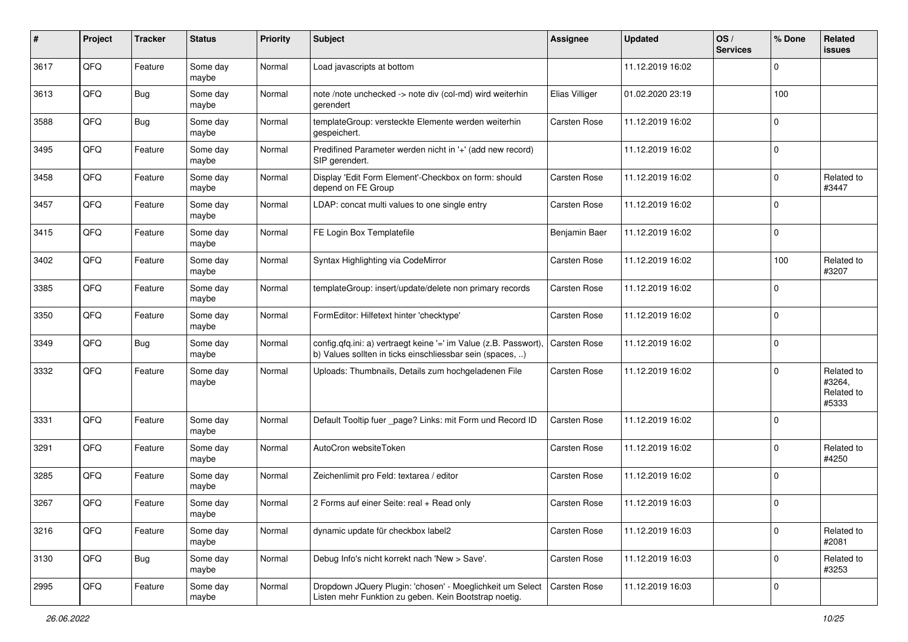| # | Project | Tracker | Status | Priority | Subject | Assignee | Updated | OS / Services | % Done | Related issues |
|---|---|---|---|---|---|---|---|---|---|---|
| 3617 | QFQ | Feature | Some day maybe | Normal | Load javascripts at bottom | | 11.12.2019 16:02 | | 0 | |
| 3613 | QFQ | Bug | Some day maybe | Normal | note /note unchecked -> note div (col-md) wird weiterhin gerendert | Elias Villiger | 01.02.2020 23:19 | | 100 | |
| 3588 | QFQ | Bug | Some day maybe | Normal | templateGroup: versteckte Elemente werden weiterhin gespeichert. | Carsten Rose | 11.12.2019 16:02 | | 0 | |
| 3495 | QFQ | Feature | Some day maybe | Normal | Predifined Parameter werden nicht in '+' (add new record) SIP gerendert. | | 11.12.2019 16:02 | | 0 | |
| 3458 | QFQ | Feature | Some day maybe | Normal | Display 'Edit Form Element'-Checkbox on form: should depend on FE Group | Carsten Rose | 11.12.2019 16:02 | | 0 | Related to #3447 |
| 3457 | QFQ | Feature | Some day maybe | Normal | LDAP: concat multi values to one single entry | Carsten Rose | 11.12.2019 16:02 | | 0 | |
| 3415 | QFQ | Feature | Some day maybe | Normal | FE Login Box Templatefile | Benjamin Baer | 11.12.2019 16:02 | | 0 | |
| 3402 | QFQ | Feature | Some day maybe | Normal | Syntax Highlighting via CodeMirror | Carsten Rose | 11.12.2019 16:02 | | 100 | Related to #3207 |
| 3385 | QFQ | Feature | Some day maybe | Normal | templateGroup: insert/update/delete non primary records | Carsten Rose | 11.12.2019 16:02 | | 0 | |
| 3350 | QFQ | Feature | Some day maybe | Normal | FormEditor: Hilfetext hinter 'checktype' | Carsten Rose | 11.12.2019 16:02 | | 0 | |
| 3349 | QFQ | Bug | Some day maybe | Normal | config.qfq.ini: a) vertraegt keine '=' im Value (z.B. Passwort), b) Values sollten in ticks einschliessbar sein (spaces, ..) | Carsten Rose | 11.12.2019 16:02 | | 0 | |
| 3332 | QFQ | Feature | Some day maybe | Normal | Uploads: Thumbnails, Details zum hochgeladenen File | Carsten Rose | 11.12.2019 16:02 | | 0 | Related to #3264, Related to #5333 |
| 3331 | QFQ | Feature | Some day maybe | Normal | Default Tooltip fuer _page? Links: mit Form und Record ID | Carsten Rose | 11.12.2019 16:02 | | 0 | |
| 3291 | QFQ | Feature | Some day maybe | Normal | AutoCron websiteToken | Carsten Rose | 11.12.2019 16:02 | | 0 | Related to #4250 |
| 3285 | QFQ | Feature | Some day maybe | Normal | Zeichenlimit pro Feld: textarea / editor | Carsten Rose | 11.12.2019 16:02 | | 0 | |
| 3267 | QFQ | Feature | Some day maybe | Normal | 2 Forms auf einer Seite: real + Read only | Carsten Rose | 11.12.2019 16:03 | | 0 | |
| 3216 | QFQ | Feature | Some day maybe | Normal | dynamic update für checkbox label2 | Carsten Rose | 11.12.2019 16:03 | | 0 | Related to #2081 |
| 3130 | QFQ | Bug | Some day maybe | Normal | Debug Info's nicht korrekt nach 'New > Save'. | Carsten Rose | 11.12.2019 16:03 | | 0 | Related to #3253 |
| 2995 | QFQ | Feature | Some day maybe | Normal | Dropdown JQuery Plugin: 'chosen' - Moeglichkeit um Select Listen mehr Funktion zu geben. Kein Bootstrap noetig. | Carsten Rose | 11.12.2019 16:03 | | 0 | |

*26.06.2022*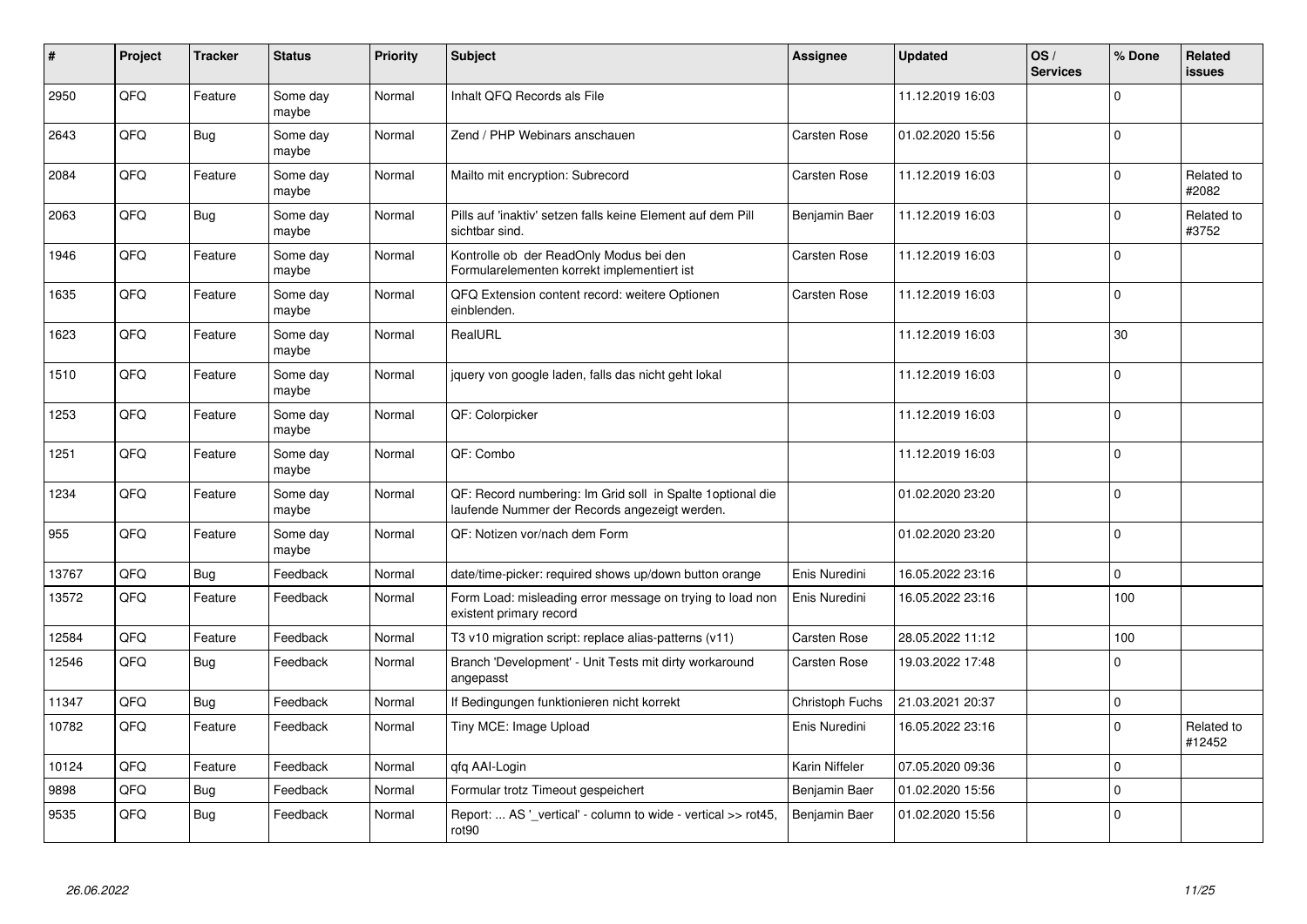| # | Project | Tracker | Status | Priority | Subject | Assignee | Updated | OS / Services | % Done | Related issues |
|---|---|---|---|---|---|---|---|---|---|---|
| 2950 | QFQ | Feature | Some day maybe | Normal | Inhalt QFQ Records als File | | 11.12.2019 16:03 | | 0 | |
| 2643 | QFQ | Bug | Some day maybe | Normal | Zend / PHP Webinars anschauen | Carsten Rose | 01.02.2020 15:56 | | 0 | |
| 2084 | QFQ | Feature | Some day maybe | Normal | Mailto mit encryption: Subrecord | Carsten Rose | 11.12.2019 16:03 | | 0 | Related to #2082 |
| 2063 | QFQ | Bug | Some day maybe | Normal | Pills auf 'inaktiv' setzen falls keine Element auf dem Pill sichtbar sind. | Benjamin Baer | 11.12.2019 16:03 | | 0 | Related to #3752 |
| 1946 | QFQ | Feature | Some day maybe | Normal | Kontrolle ob der ReadOnly Modus bei den Formularelementen korrekt implementiert ist | Carsten Rose | 11.12.2019 16:03 | | 0 | |
| 1635 | QFQ | Feature | Some day maybe | Normal | QFQ Extension content record: weitere Optionen einblenden. | Carsten Rose | 11.12.2019 16:03 | | 0 | |
| 1623 | QFQ | Feature | Some day maybe | Normal | RealURL | | 11.12.2019 16:03 | | 30 | |
| 1510 | QFQ | Feature | Some day maybe | Normal | jquery von google laden, falls das nicht geht lokal | | 11.12.2019 16:03 | | 0 | |
| 1253 | QFQ | Feature | Some day maybe | Normal | QF: Colorpicker | | 11.12.2019 16:03 | | 0 | |
| 1251 | QFQ | Feature | Some day maybe | Normal | QF: Combo | | 11.12.2019 16:03 | | 0 | |
| 1234 | QFQ | Feature | Some day maybe | Normal | QF: Record numbering: Im Grid soll in Spalte 1optional die laufende Nummer der Records angezeigt werden. | | 01.02.2020 23:20 | | 0 | |
| 955 | QFQ | Feature | Some day maybe | Normal | QF: Notizen vor/nach dem Form | | 01.02.2020 23:20 | | 0 | |
| 13767 | QFQ | Bug | Feedback | Normal | date/time-picker: required shows up/down button orange | Enis Nuredini | 16.05.2022 23:16 | | 0 | |
| 13572 | QFQ | Feature | Feedback | Normal | Form Load: misleading error message on trying to load non existent primary record | Enis Nuredini | 16.05.2022 23:16 | | 100 | |
| 12584 | QFQ | Feature | Feedback | Normal | T3 v10 migration script: replace alias-patterns (v11) | Carsten Rose | 28.05.2022 11:12 | | 100 | |
| 12546 | QFQ | Bug | Feedback | Normal | Branch 'Development' - Unit Tests mit dirty workaround angepasst | Carsten Rose | 19.03.2022 17:48 | | 0 | |
| 11347 | QFQ | Bug | Feedback | Normal | If Bedingungen funktionieren nicht korrekt | Christoph Fuchs | 21.03.2021 20:37 | | 0 | |
| 10782 | QFQ | Feature | Feedback | Normal | Tiny MCE: Image Upload | Enis Nuredini | 16.05.2022 23:16 | | 0 | Related to #12452 |
| 10124 | QFQ | Feature | Feedback | Normal | qfq AAI-Login | Karin Niffeler | 07.05.2020 09:36 | | 0 | |
| 9898 | QFQ | Bug | Feedback | Normal | Formular trotz Timeout gespeichert | Benjamin Baer | 01.02.2020 15:56 | | 0 | |
| 9535 | QFQ | Bug | Feedback | Normal | Report: ... AS '_vertical' - column to wide - vertical >> rot45, rot90 | Benjamin Baer | 01.02.2020 15:56 | | 0 | |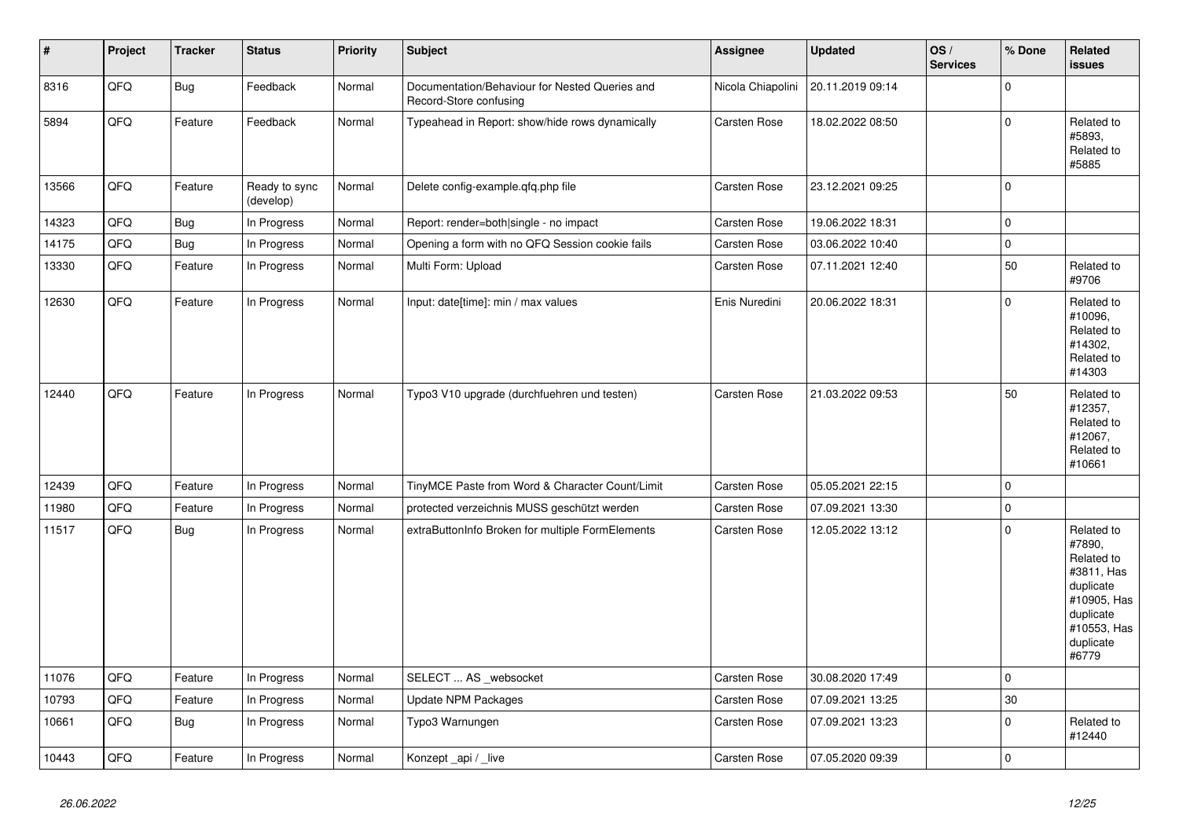| # | Project | Tracker | Status | Priority | Subject | Assignee | Updated | OS / Services | % Done | Related issues |
|---|---|---|---|---|---|---|---|---|---|---|
| 8316 | QFQ | Bug | Feedback | Normal | Documentation/Behaviour for Nested Queries and Record-Store confusing | Nicola Chiapolini | 20.11.2019 09:14 | | 0 | |
| 5894 | QFQ | Feature | Feedback | Normal | Typeahead in Report: show/hide rows dynamically | Carsten Rose | 18.02.2022 08:50 | | 0 | Related to #5893, Related to #5885 |
| 13566 | QFQ | Feature | Ready to sync (develop) | Normal | Delete config-example.qfq.php file | Carsten Rose | 23.12.2021 09:25 | | 0 | |
| 14323 | QFQ | Bug | In Progress | Normal | Report: render=both\|single - no impact | Carsten Rose | 19.06.2022 18:31 | | 0 | |
| 14175 | QFQ | Bug | In Progress | Normal | Opening a form with no QFQ Session cookie fails | Carsten Rose | 03.06.2022 10:40 | | 0 | |
| 13330 | QFQ | Feature | In Progress | Normal | Multi Form: Upload | Carsten Rose | 07.11.2021 12:40 | | 50 | Related to #9706 |
| 12630 | QFQ | Feature | In Progress | Normal | Input: date[time]: min / max values | Enis Nuredini | 20.06.2022 18:31 | | 0 | Related to #10096, Related to #14302, Related to #14303 |
| 12440 | QFQ | Feature | In Progress | Normal | Typo3 V10 upgrade (durchfuehren und testen) | Carsten Rose | 21.03.2022 09:53 | | 50 | Related to #12357, Related to #12067, Related to #10661 |
| 12439 | QFQ | Feature | In Progress | Normal | TinyMCE Paste from Word & Character Count/Limit | Carsten Rose | 05.05.2021 22:15 | | 0 | |
| 11980 | QFQ | Feature | In Progress | Normal | protected verzeichnis MUSS geschützt werden | Carsten Rose | 07.09.2021 13:30 | | 0 | |
| 11517 | QFQ | Bug | In Progress | Normal | extraButtonInfo Broken for multiple FormElements | Carsten Rose | 12.05.2022 13:12 | | 0 | Related to #7890, Related to #3811, Has duplicate #10905, Has duplicate #10553, Has duplicate #6779 |
| 11076 | QFQ | Feature | In Progress | Normal | SELECT ... AS _websocket | Carsten Rose | 30.08.2020 17:49 | | 0 | |
| 10793 | QFQ | Feature | In Progress | Normal | Update NPM Packages | Carsten Rose | 07.09.2021 13:25 | | 30 | |
| 10661 | QFQ | Bug | In Progress | Normal | Typo3 Warnungen | Carsten Rose | 07.09.2021 13:23 | | 0 | Related to #12440 |
| 10443 | QFQ | Feature | In Progress | Normal | Konzept _api / _live | Carsten Rose | 07.05.2020 09:39 | | 0 | |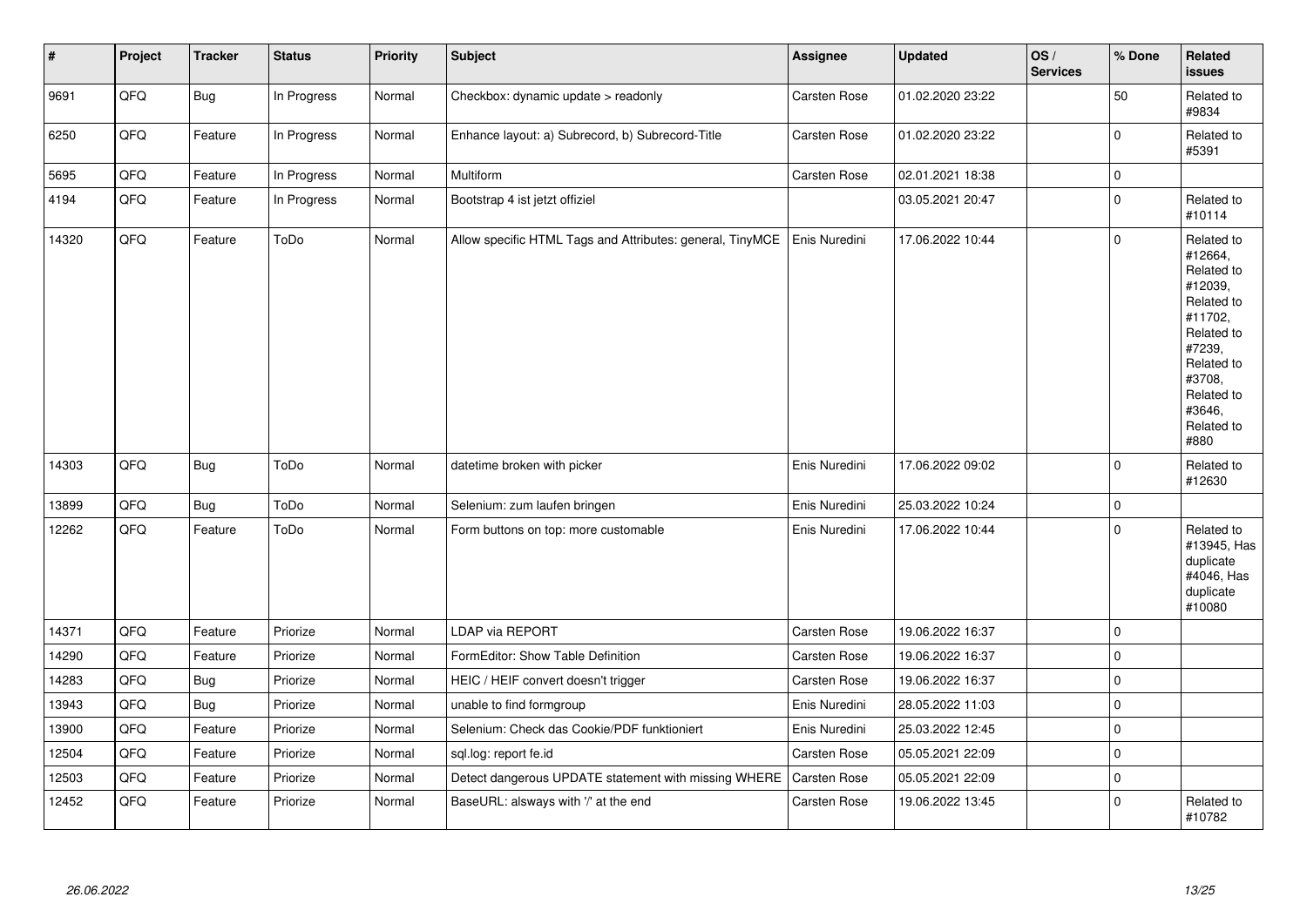| # | Project | Tracker | Status | Priority | Subject | Assignee | Updated | OS / Services | % Done | Related issues |
|---|---|---|---|---|---|---|---|---|---|---|
| 9691 | QFQ | Bug | In Progress | Normal | Checkbox: dynamic update > readonly | Carsten Rose | 01.02.2020 23:22 | | 50 | Related to #9834 |
| 6250 | QFQ | Feature | In Progress | Normal | Enhance layout: a) Subrecord, b) Subrecord-Title | Carsten Rose | 01.02.2020 23:22 | | 0 | Related to #5391 |
| 5695 | QFQ | Feature | In Progress | Normal | Multiform | Carsten Rose | 02.01.2021 18:38 | | 0 | |
| 4194 | QFQ | Feature | In Progress | Normal | Bootstrap 4 ist jetzt offiziel | | 03.05.2021 20:47 | | 0 | Related to #10114 |
| 14320 | QFQ | Feature | ToDo | Normal | Allow specific HTML Tags and Attributes: general, TinyMCE | Enis Nuredini | 17.06.2022 10:44 | | 0 | Related to #12664, Related to #12039, Related to #11702, Related to #7239, Related to #3708, Related to #3646, Related to #880 |
| 14303 | QFQ | Bug | ToDo | Normal | datetime broken with picker | Enis Nuredini | 17.06.2022 09:02 | | 0 | Related to #12630 |
| 13899 | QFQ | Bug | ToDo | Normal | Selenium: zum laufen bringen | Enis Nuredini | 25.03.2022 10:24 | | 0 | |
| 12262 | QFQ | Feature | ToDo | Normal | Form buttons on top: more customable | Enis Nuredini | 17.06.2022 10:44 | | 0 | Related to #13945, Has duplicate #4046, Has duplicate #10080 |
| 14371 | QFQ | Feature | Priorize | Normal | LDAP via REPORT | Carsten Rose | 19.06.2022 16:37 | | 0 | |
| 14290 | QFQ | Feature | Priorize | Normal | FormEditor: Show Table Definition | Carsten Rose | 19.06.2022 16:37 | | 0 | |
| 14283 | QFQ | Bug | Priorize | Normal | HEIC / HEIF convert doesn't trigger | Carsten Rose | 19.06.2022 16:37 | | 0 | |
| 13943 | QFQ | Bug | Priorize | Normal | unable to find formgroup | Enis Nuredini | 28.05.2022 11:03 | | 0 | |
| 13900 | QFQ | Feature | Priorize | Normal | Selenium: Check das Cookie/PDF funktioniert | Enis Nuredini | 25.03.2022 12:45 | | 0 | |
| 12504 | QFQ | Feature | Priorize | Normal | sql.log: report fe.id | Carsten Rose | 05.05.2021 22:09 | | 0 | |
| 12503 | QFQ | Feature | Priorize | Normal | Detect dangerous UPDATE statement with missing WHERE | Carsten Rose | 05.05.2021 22:09 | | 0 | |
| 12452 | QFQ | Feature | Priorize | Normal | BaseURL: alsways with '/' at the end | Carsten Rose | 19.06.2022 13:45 | | 0 | Related to #10782 |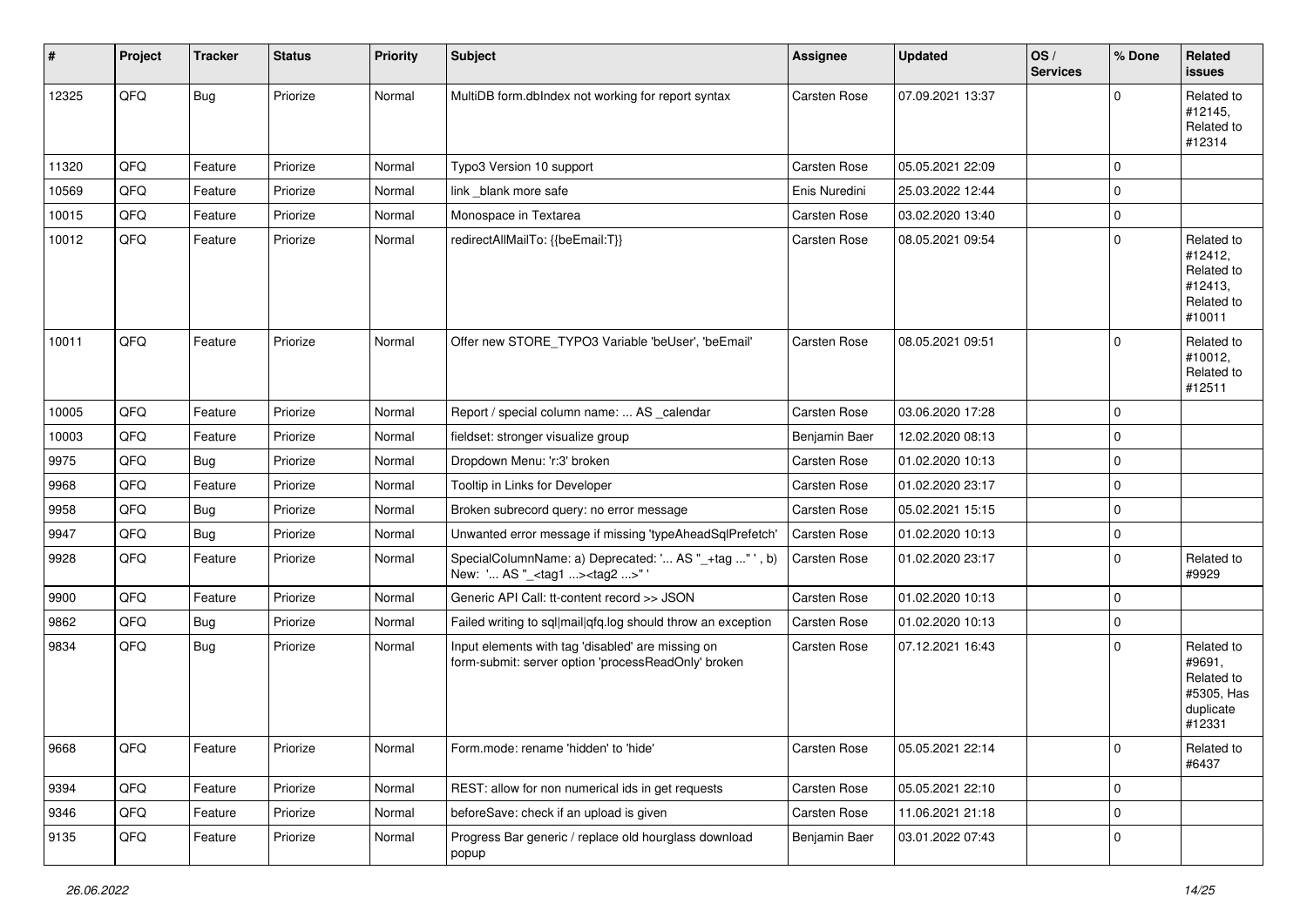| # | Project | Tracker | Status | Priority | Subject | Assignee | Updated | OS / Services | % Done | Related issues |
|---|---|---|---|---|---|---|---|---|---|---|
| 12325 | QFQ | Bug | Priorize | Normal | MultiDB form.dbIndex not working for report syntax | Carsten Rose | 07.09.2021 13:37 | | 0 | Related to #12145, Related to #12314 |
| 11320 | QFQ | Feature | Priorize | Normal | Typo3 Version 10 support | Carsten Rose | 05.05.2021 22:09 | | 0 | |
| 10569 | QFQ | Feature | Priorize | Normal | link _blank more safe | Enis Nuredini | 25.03.2022 12:44 | | 0 | |
| 10015 | QFQ | Feature | Priorize | Normal | Monospace in Textarea | Carsten Rose | 03.02.2020 13:40 | | 0 | |
| 10012 | QFQ | Feature | Priorize | Normal | redirectAllMailTo: {{beEmail:T}} | Carsten Rose | 08.05.2021 09:54 | | 0 | Related to #12412, Related to #12413, Related to #10011 |
| 10011 | QFQ | Feature | Priorize | Normal | Offer new STORE_TYPO3 Variable 'beUser', 'beEmail' | Carsten Rose | 08.05.2021 09:51 | | 0 | Related to #10012, Related to #12511 |
| 10005 | QFQ | Feature | Priorize | Normal | Report / special column name: ... AS _calendar | Carsten Rose | 03.06.2020 17:28 | | 0 | |
| 10003 | QFQ | Feature | Priorize | Normal | fieldset: stronger visualize group | Benjamin Baer | 12.02.2020 08:13 | | 0 | |
| 9975 | QFQ | Bug | Priorize | Normal | Dropdown Menu: 'r:3' broken | Carsten Rose | 01.02.2020 10:13 | | 0 | |
| 9968 | QFQ | Feature | Priorize | Normal | Tooltip in Links for Developer | Carsten Rose | 01.02.2020 23:17 | | 0 | |
| 9958 | QFQ | Bug | Priorize | Normal | Broken subrecord query: no error message | Carsten Rose | 05.02.2021 15:15 | | 0 | |
| 9947 | QFQ | Bug | Priorize | Normal | Unwanted error message if missing 'typeAheadSqlPrefetch' | Carsten Rose | 01.02.2020 10:13 | | 0 | |
| 9928 | QFQ | Feature | Priorize | Normal | SpecialColumnName: a) Deprecated: '... AS "_+tag ..." ', b) New: '... AS "_<tag1 ...><tag2 ...>" ' | Carsten Rose | 01.02.2020 23:17 | | 0 | Related to #9929 |
| 9900 | QFQ | Feature | Priorize | Normal | Generic API Call: tt-content record >> JSON | Carsten Rose | 01.02.2020 10:13 | | 0 | |
| 9862 | QFQ | Bug | Priorize | Normal | Failed writing to sql\|mail\|qfq.log should throw an exception | Carsten Rose | 01.02.2020 10:13 | | 0 | |
| 9834 | QFQ | Bug | Priorize | Normal | Input elements with tag 'disabled' are missing on form-submit: server option 'processReadOnly' broken | Carsten Rose | 07.12.2021 16:43 | | 0 | Related to #9691, Related to #5305, Has duplicate #12331 |
| 9668 | QFQ | Feature | Priorize | Normal | Form.mode: rename 'hidden' to 'hide' | Carsten Rose | 05.05.2021 22:14 | | 0 | Related to #6437 |
| 9394 | QFQ | Feature | Priorize | Normal | REST: allow for non numerical ids in get requests | Carsten Rose | 05.05.2021 22:10 | | 0 | |
| 9346 | QFQ | Feature | Priorize | Normal | beforeSave: check if an upload is given | Carsten Rose | 11.06.2021 21:18 | | 0 | |
| 9135 | QFQ | Feature | Priorize | Normal | Progress Bar generic / replace old hourglass download popup | Benjamin Baer | 03.01.2022 07:43 | | 0 | |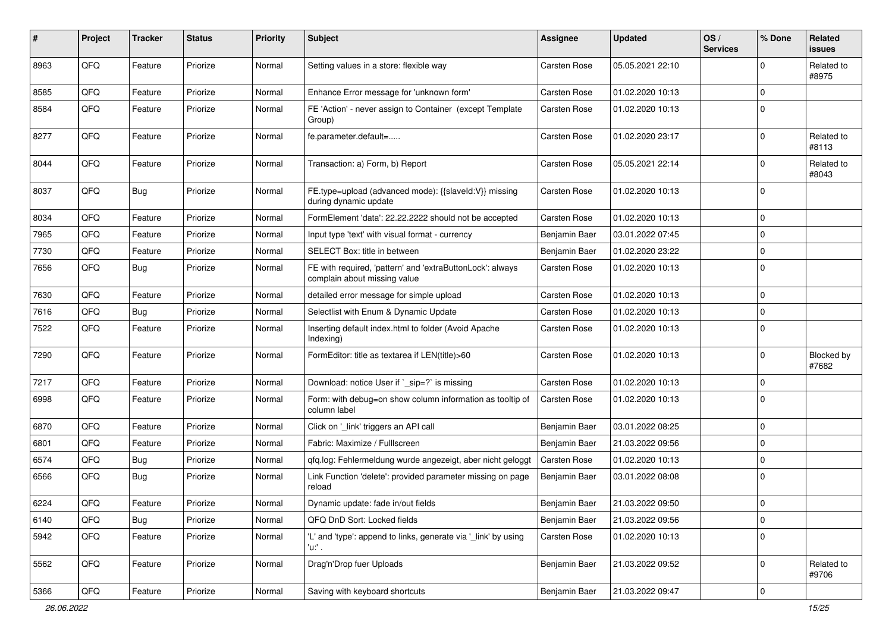| # | Project | Tracker | Status | Priority | Subject | Assignee | Updated | OS / Services | % Done | Related issues |
|---|---|---|---|---|---|---|---|---|---|---|
| 8963 | QFQ | Feature | Priorize | Normal | Setting values in a store: flexible way | Carsten Rose | 05.05.2021 22:10 | | 0 | Related to #8975 |
| 8585 | QFQ | Feature | Priorize | Normal | Enhance Error message for 'unknown form' | Carsten Rose | 01.02.2020 10:13 | | 0 | |
| 8584 | QFQ | Feature | Priorize | Normal | FE 'Action' - never assign to Container (except Template Group) | Carsten Rose | 01.02.2020 10:13 | | 0 | |
| 8277 | QFQ | Feature | Priorize | Normal | fe.parameter.default=..... | Carsten Rose | 01.02.2020 23:17 | | 0 | Related to #8113 |
| 8044 | QFQ | Feature | Priorize | Normal | Transaction: a) Form, b) Report | Carsten Rose | 05.05.2021 22:14 | | 0 | Related to #8043 |
| 8037 | QFQ | Bug | Priorize | Normal | FE.type=upload (advanced mode): {{slaveId:V}} missing during dynamic update | Carsten Rose | 01.02.2020 10:13 | | 0 | |
| 8034 | QFQ | Feature | Priorize | Normal | FormElement 'data': 22.22.2222 should not be accepted | Carsten Rose | 01.02.2020 10:13 | | 0 | |
| 7965 | QFQ | Feature | Priorize | Normal | Input type 'text' with visual format - currency | Benjamin Baer | 03.01.2022 07:45 | | 0 | |
| 7730 | QFQ | Feature | Priorize | Normal | SELECT Box: title in between | Benjamin Baer | 01.02.2020 23:22 | | 0 | |
| 7656 | QFQ | Bug | Priorize | Normal | FE with required, 'pattern' and 'extraButtonLock': always complain about missing value | Carsten Rose | 01.02.2020 10:13 | | 0 | |
| 7630 | QFQ | Feature | Priorize | Normal | detailed error message for simple upload | Carsten Rose | 01.02.2020 10:13 | | 0 | |
| 7616 | QFQ | Bug | Priorize | Normal | Selectlist with Enum & Dynamic Update | Carsten Rose | 01.02.2020 10:13 | | 0 | |
| 7522 | QFQ | Feature | Priorize | Normal | Inserting default index.html to folder (Avoid Apache Indexing) | Carsten Rose | 01.02.2020 10:13 | | 0 | |
| 7290 | QFQ | Feature | Priorize | Normal | FormEditor: title as textarea if LEN(title)>60 | Carsten Rose | 01.02.2020 10:13 | | 0 | Blocked by #7682 |
| 7217 | QFQ | Feature | Priorize | Normal | Download: notice User if `_sip=?` is missing | Carsten Rose | 01.02.2020 10:13 | | 0 | |
| 6998 | QFQ | Feature | Priorize | Normal | Form: with debug=on show column information as tooltip of column label | Carsten Rose | 01.02.2020 10:13 | | 0 | |
| 6870 | QFQ | Feature | Priorize | Normal | Click on '_link' triggers an API call | Benjamin Baer | 03.01.2022 08:25 | | 0 | |
| 6801 | QFQ | Feature | Priorize | Normal | Fabric: Maximize / FullIscreen | Benjamin Baer | 21.03.2022 09:56 | | 0 | |
| 6574 | QFQ | Bug | Priorize | Normal | qfq.log: Fehlermeldung wurde angezeigt, aber nicht geloggt | Carsten Rose | 01.02.2020 10:13 | | 0 | |
| 6566 | QFQ | Bug | Priorize | Normal | Link Function 'delete': provided parameter missing on page reload | Benjamin Baer | 03.01.2022 08:08 | | 0 | |
| 6224 | QFQ | Feature | Priorize | Normal | Dynamic update: fade in/out fields | Benjamin Baer | 21.03.2022 09:50 | | 0 | |
| 6140 | QFQ | Bug | Priorize | Normal | QFQ DnD Sort: Locked fields | Benjamin Baer | 21.03.2022 09:56 | | 0 | |
| 5942 | QFQ | Feature | Priorize | Normal | 'L' and 'type': append to links, generate via '_link' by using 'u:' . | Carsten Rose | 01.02.2020 10:13 | | 0 | |
| 5562 | QFQ | Feature | Priorize | Normal | Drag'n'Drop fuer Uploads | Benjamin Baer | 21.03.2022 09:52 | | 0 | Related to #9706 |
| 5366 | QFQ | Feature | Priorize | Normal | Saving with keyboard shortcuts | Benjamin Baer | 21.03.2022 09:47 | | 0 | |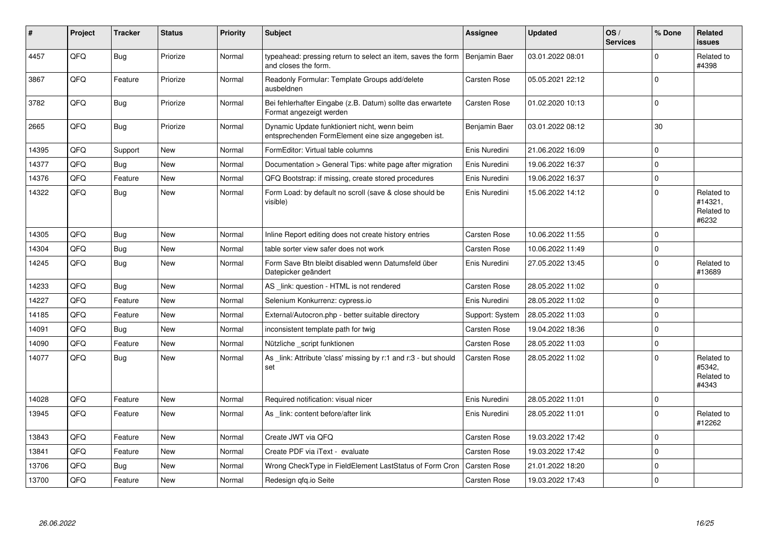| # | Project | Tracker | Status | Priority | Subject | Assignee | Updated | OS / Services | % Done | Related issues |
|---|---|---|---|---|---|---|---|---|---|---|
| 4457 | QFQ | Bug | Priorize | Normal | typeahead: pressing return to select an item, saves the form and closes the form. | Benjamin Baer | 03.01.2022 08:01 | | 0 | Related to #4398 |
| 3867 | QFQ | Feature | Priorize | Normal | Readonly Formular: Template Groups add/delete ausbeldnen | Carsten Rose | 05.05.2021 22:12 | | 0 | |
| 3782 | QFQ | Bug | Priorize | Normal | Bei fehlerhafter Eingabe (z.B. Datum) sollte das erwartete Format angezeigt werden | Carsten Rose | 01.02.2020 10:13 | | 0 | |
| 2665 | QFQ | Bug | Priorize | Normal | Dynamic Update funktioniert nicht, wenn beim entsprechenden FormElement eine size angegeben ist. | Benjamin Baer | 03.01.2022 08:12 | | 30 | |
| 14395 | QFQ | Support | New | Normal | FormEditor: Virtual table columns | Enis Nuredini | 21.06.2022 16:09 | | 0 | |
| 14377 | QFQ | Bug | New | Normal | Documentation > General Tips: white page after migration | Enis Nuredini | 19.06.2022 16:37 | | 0 | |
| 14376 | QFQ | Feature | New | Normal | QFQ Bootstrap: if missing, create stored procedures | Enis Nuredini | 19.06.2022 16:37 | | 0 | |
| 14322 | QFQ | Bug | New | Normal | Form Load: by default no scroll (save & close should be visible) | Enis Nuredini | 15.06.2022 14:12 | | 0 | Related to #14321, Related to #6232 |
| 14305 | QFQ | Bug | New | Normal | Inline Report editing does not create history entries | Carsten Rose | 10.06.2022 11:55 | | 0 | |
| 14304 | QFQ | Bug | New | Normal | table sorter view safer does not work | Carsten Rose | 10.06.2022 11:49 | | 0 | |
| 14245 | QFQ | Bug | New | Normal | Form Save Btn bleibt disabled wenn Datumsfeld über Datepicker geändert | Enis Nuredini | 27.05.2022 13:45 | | 0 | Related to #13689 |
| 14233 | QFQ | Bug | New | Normal | AS _link: question - HTML is not rendered | Carsten Rose | 28.05.2022 11:02 | | 0 | |
| 14227 | QFQ | Feature | New | Normal | Selenium Konkurrenz: cypress.io | Enis Nuredini | 28.05.2022 11:02 | | 0 | |
| 14185 | QFQ | Feature | New | Normal | External/Autocron.php - better suitable directory | Support: System | 28.05.2022 11:03 | | 0 | |
| 14091 | QFQ | Bug | New | Normal | inconsistent template path for twig | Carsten Rose | 19.04.2022 18:36 | | 0 | |
| 14090 | QFQ | Feature | New | Normal | Nützliche _script funktionen | Carsten Rose | 28.05.2022 11:03 | | 0 | |
| 14077 | QFQ | Bug | New | Normal | As _link: Attribute 'class' missing by r:1 and r:3 - but should set | Carsten Rose | 28.05.2022 11:02 | | 0 | Related to #5342, Related to #4343 |
| 14028 | QFQ | Feature | New | Normal | Required notification: visual nicer | Enis Nuredini | 28.05.2022 11:01 | | 0 | |
| 13945 | QFQ | Feature | New | Normal | As _link: content before/after link | Enis Nuredini | 28.05.2022 11:01 | | 0 | Related to #12262 |
| 13843 | QFQ | Feature | New | Normal | Create JWT via QFQ | Carsten Rose | 19.03.2022 17:42 | | 0 | |
| 13841 | QFQ | Feature | New | Normal | Create PDF via iText - evaluate | Carsten Rose | 19.03.2022 17:42 | | 0 | |
| 13706 | QFQ | Bug | New | Normal | Wrong CheckType in FieldElement LastStatus of Form Cron | Carsten Rose | 21.01.2022 18:20 | | 0 | |
| 13700 | QFQ | Feature | New | Normal | Redesign qfq.io Seite | Carsten Rose | 19.03.2022 17:43 | | 0 | |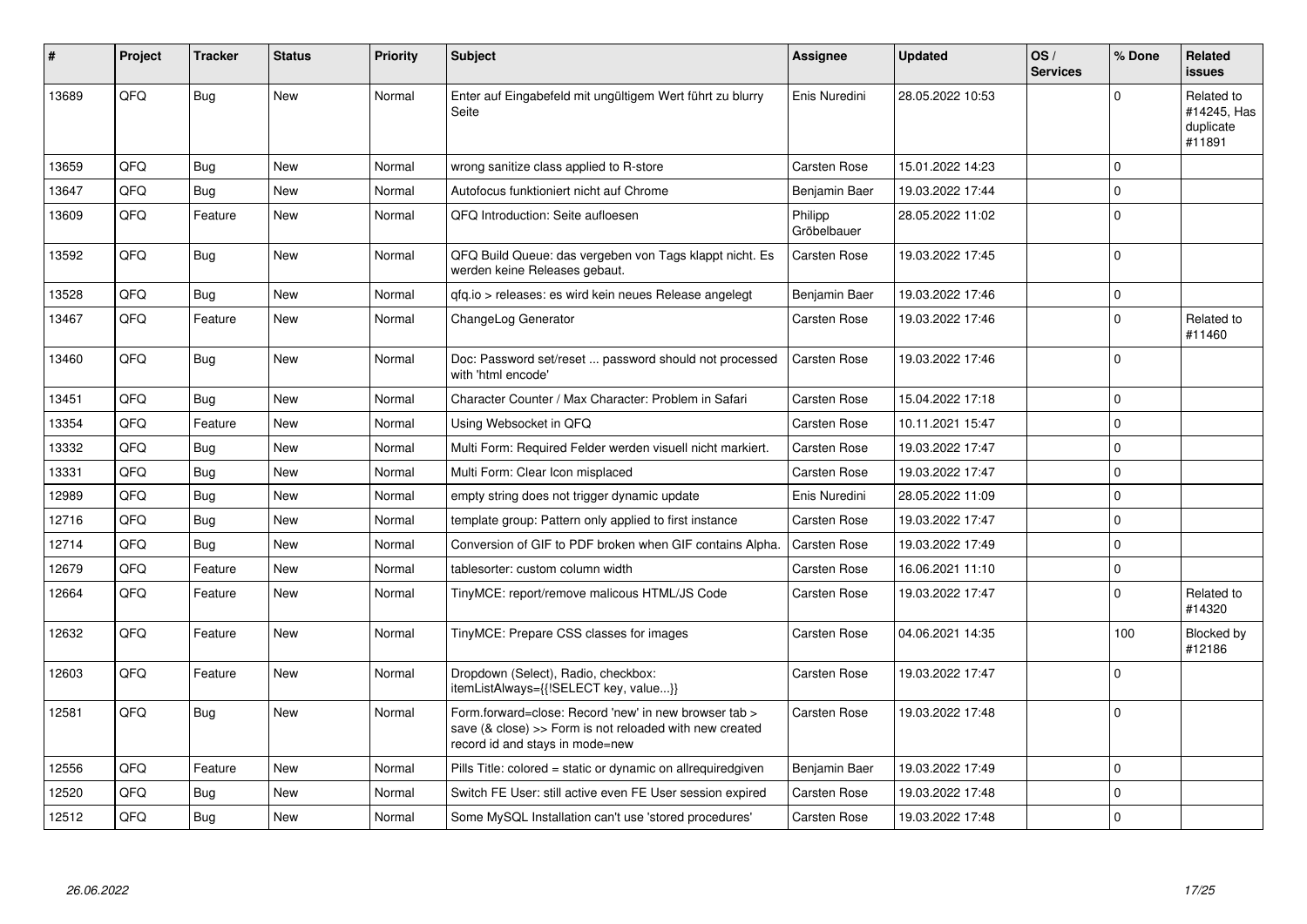| # | Project | Tracker | Status | Priority | Subject | Assignee | Updated | OS / Services | % Done | Related issues |
|---|---|---|---|---|---|---|---|---|---|---|
| 13689 | QFQ | Bug | New | Normal | Enter auf Eingabefeld mit ungültigem Wert führt zu blurry Seite | Enis Nuredini | 28.05.2022 10:53 | | 0 | Related to #14245, Has duplicate #11891 |
| 13659 | QFQ | Bug | New | Normal | wrong sanitize class applied to R-store | Carsten Rose | 15.01.2022 14:23 | | 0 | |
| 13647 | QFQ | Bug | New | Normal | Autofocus funktioniert nicht auf Chrome | Benjamin Baer | 19.03.2022 17:44 | | 0 | |
| 13609 | QFQ | Feature | New | Normal | QFQ Introduction: Seite aufloesen | Philipp Gröbelbauer | 28.05.2022 11:02 | | 0 | |
| 13592 | QFQ | Bug | New | Normal | QFQ Build Queue: das vergeben von Tags klappt nicht. Es werden keine Releases gebaut. | Carsten Rose | 19.03.2022 17:45 | | 0 | |
| 13528 | QFQ | Bug | New | Normal | qfq.io > releases: es wird kein neues Release angelegt | Benjamin Baer | 19.03.2022 17:46 | | 0 | |
| 13467 | QFQ | Feature | New | Normal | ChangeLog Generator | Carsten Rose | 19.03.2022 17:46 | | 0 | Related to #11460 |
| 13460 | QFQ | Bug | New | Normal | Doc: Password set/reset ... password should not processed with 'html encode' | Carsten Rose | 19.03.2022 17:46 | | 0 | |
| 13451 | QFQ | Bug | New | Normal | Character Counter / Max Character: Problem in Safari | Carsten Rose | 15.04.2022 17:18 | | 0 | |
| 13354 | QFQ | Feature | New | Normal | Using Websocket in QFQ | Carsten Rose | 10.11.2021 15:47 | | 0 | |
| 13332 | QFQ | Bug | New | Normal | Multi Form: Required Felder werden visuell nicht markiert. | Carsten Rose | 19.03.2022 17:47 | | 0 | |
| 13331 | QFQ | Bug | New | Normal | Multi Form: Clear Icon misplaced | Carsten Rose | 19.03.2022 17:47 | | 0 | |
| 12989 | QFQ | Bug | New | Normal | empty string does not trigger dynamic update | Enis Nuredini | 28.05.2022 11:09 | | 0 | |
| 12716 | QFQ | Bug | New | Normal | template group: Pattern only applied to first instance | Carsten Rose | 19.03.2022 17:47 | | 0 | |
| 12714 | QFQ | Bug | New | Normal | Conversion of GIF to PDF broken when GIF contains Alpha. | Carsten Rose | 19.03.2022 17:49 | | 0 | |
| 12679 | QFQ | Feature | New | Normal | tablesorter: custom column width | Carsten Rose | 16.06.2021 11:10 | | 0 | |
| 12664 | QFQ | Feature | New | Normal | TinyMCE: report/remove malicous HTML/JS Code | Carsten Rose | 19.03.2022 17:47 | | 0 | Related to #14320 |
| 12632 | QFQ | Feature | New | Normal | TinyMCE: Prepare CSS classes for images | Carsten Rose | 04.06.2021 14:35 | | 100 | Blocked by #12186 |
| 12603 | QFQ | Feature | New | Normal | Dropdown (Select), Radio, checkbox: itemListAlways={{!SELECT key, value...}} | Carsten Rose | 19.03.2022 17:47 | | 0 | |
| 12581 | QFQ | Bug | New | Normal | Form.forward=close: Record 'new' in new browser tab > save (& close) >> Form is not reloaded with new created record id and stays in mode=new | Carsten Rose | 19.03.2022 17:48 | | 0 | |
| 12556 | QFQ | Feature | New | Normal | Pills Title: colored = static or dynamic on allrequiredgiven | Benjamin Baer | 19.03.2022 17:49 | | 0 | |
| 12520 | QFQ | Bug | New | Normal | Switch FE User: still active even FE User session expired | Carsten Rose | 19.03.2022 17:48 | | 0 | |
| 12512 | QFQ | Bug | New | Normal | Some MySQL Installation can't use 'stored procedures' | Carsten Rose | 19.03.2022 17:48 | | 0 | |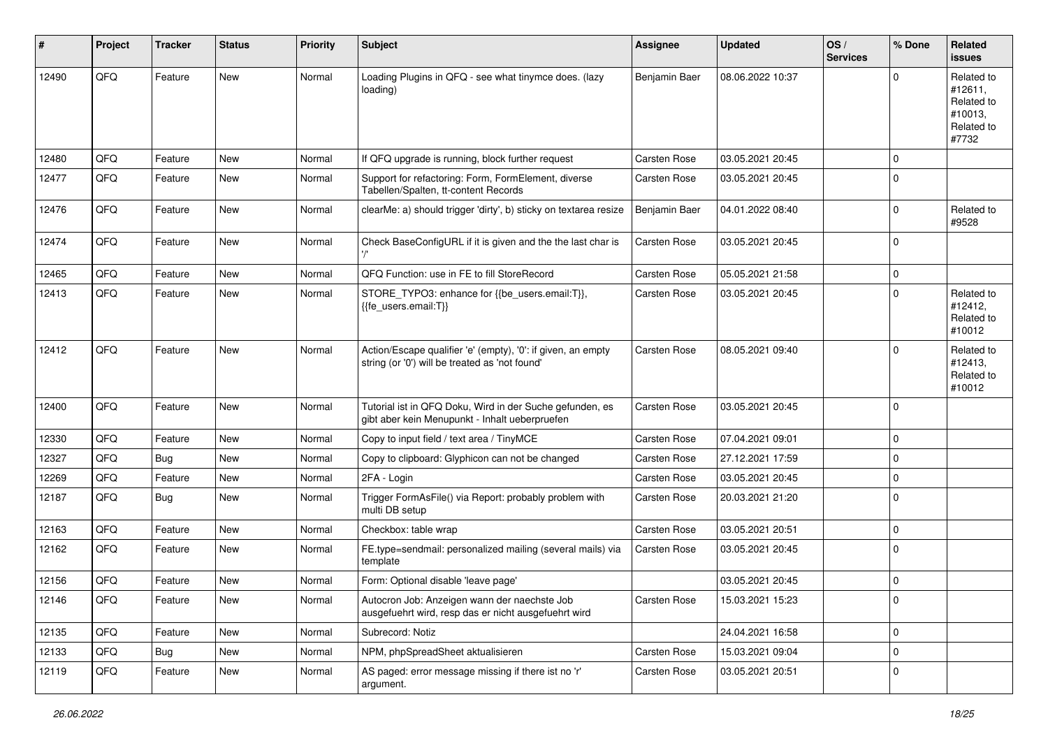| # | Project | Tracker | Status | Priority | Subject | Assignee | Updated | OS / Services | % Done | Related issues |
|---|---|---|---|---|---|---|---|---|---|---|
| 12490 | QFQ | Feature | New | Normal | Loading Plugins in QFQ - see what tinymce does. (lazy loading) | Benjamin Baer | 08.06.2022 10:37 | | 0 | Related to #12611, Related to #10013, Related to #7732 |
| 12480 | QFQ | Feature | New | Normal | If QFQ upgrade is running, block further request | Carsten Rose | 03.05.2021 20:45 | | 0 | |
| 12477 | QFQ | Feature | New | Normal | Support for refactoring: Form, FormElement, diverse Tabellen/Spalten, tt-content Records | Carsten Rose | 03.05.2021 20:45 | | 0 | |
| 12476 | QFQ | Feature | New | Normal | clearMe: a) should trigger 'dirty', b) sticky on textarea resize | Benjamin Baer | 04.01.2022 08:40 | | 0 | Related to #9528 |
| 12474 | QFQ | Feature | New | Normal | Check BaseConfigURL if it is given and the the last char is '/' | Carsten Rose | 03.05.2021 20:45 | | 0 | |
| 12465 | QFQ | Feature | New | Normal | QFQ Function: use in FE to fill StoreRecord | Carsten Rose | 05.05.2021 21:58 | | 0 | |
| 12413 | QFQ | Feature | New | Normal | STORE_TYPO3: enhance for {{be_users.email:T}}, {{fe_users.email:T}} | Carsten Rose | 03.05.2021 20:45 | | 0 | Related to #12412, Related to #10012 |
| 12412 | QFQ | Feature | New | Normal | Action/Escape qualifier 'e' (empty), '0': if given, an empty string (or '0') will be treated as 'not found' | Carsten Rose | 08.05.2021 09:40 | | 0 | Related to #12413, Related to #10012 |
| 12400 | QFQ | Feature | New | Normal | Tutorial ist in QFQ Doku, Wird in der Suche gefunden, es gibt aber kein Menupunkt - Inhalt ueberpruefen | Carsten Rose | 03.05.2021 20:45 | | 0 | |
| 12330 | QFQ | Feature | New | Normal | Copy to input field / text area / TinyMCE | Carsten Rose | 07.04.2021 09:01 | | 0 | |
| 12327 | QFQ | Bug | New | Normal | Copy to clipboard: Glyphicon can not be changed | Carsten Rose | 27.12.2021 17:59 | | 0 | |
| 12269 | QFQ | Feature | New | Normal | 2FA - Login | Carsten Rose | 03.05.2021 20:45 | | 0 | |
| 12187 | QFQ | Bug | New | Normal | Trigger FormAsFile() via Report: probably problem with multi DB setup | Carsten Rose | 20.03.2021 21:20 | | 0 | |
| 12163 | QFQ | Feature | New | Normal | Checkbox: table wrap | Carsten Rose | 03.05.2021 20:51 | | 0 | |
| 12162 | QFQ | Feature | New | Normal | FE.type=sendmail: personalized mailing (several mails) via template | Carsten Rose | 03.05.2021 20:45 | | 0 | |
| 12156 | QFQ | Feature | New | Normal | Form: Optional disable 'leave page' | | 03.05.2021 20:45 | | 0 | |
| 12146 | QFQ | Feature | New | Normal | Autocron Job: Anzeigen wann der naechste Job ausgefuehrt wird, resp das er nicht ausgefuehrt wird | Carsten Rose | 15.03.2021 15:23 | | 0 | |
| 12135 | QFQ | Feature | New | Normal | Subrecord: Notiz | | 24.04.2021 16:58 | | 0 | |
| 12133 | QFQ | Bug | New | Normal | NPM, phpSpreadSheet aktualisieren | Carsten Rose | 15.03.2021 09:04 | | 0 | |
| 12119 | QFQ | Feature | New | Normal | AS paged: error message missing if there ist no 'r' argument. | Carsten Rose | 03.05.2021 20:51 | | 0 | |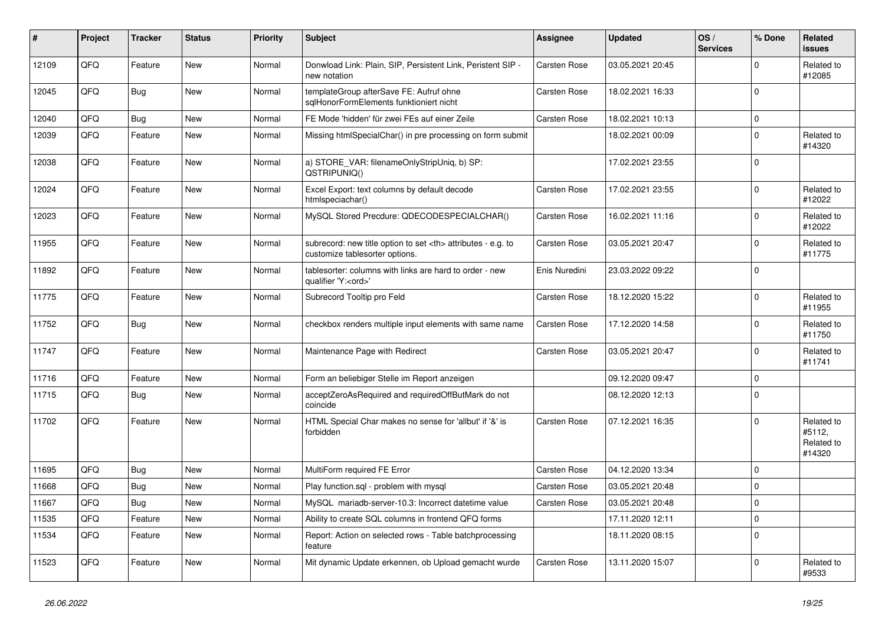| # | Project | Tracker | Status | Priority | Subject | Assignee | Updated | OS / Services | % Done | Related issues |
|---|---|---|---|---|---|---|---|---|---|---|
| 12109 | QFQ | Feature | New | Normal | Donwload Link: Plain, SIP, Persistent Link, Peristent SIP - new notation | Carsten Rose | 03.05.2021 20:45 | | 0 | Related to #12085 |
| 12045 | QFQ | Bug | New | Normal | templateGroup afterSave FE: Aufruf ohne sqlHonorFormElements funktioniert nicht | Carsten Rose | 18.02.2021 16:33 | | 0 | |
| 12040 | QFQ | Bug | New | Normal | FE Mode 'hidden' für zwei FEs auf einer Zeile | Carsten Rose | 18.02.2021 10:13 | | 0 | |
| 12039 | QFQ | Feature | New | Normal | Missing htmlSpecialChar() in pre processing on form submit | | 18.02.2021 00:09 | | 0 | Related to #14320 |
| 12038 | QFQ | Feature | New | Normal | a) STORE_VAR: filenameOnlyStripUniq, b) SP: QSTRIPUNIQ() | | 17.02.2021 23:55 | | 0 | |
| 12024 | QFQ | Feature | New | Normal | Excel Export: text columns by default decode htmlspeciachar() | Carsten Rose | 17.02.2021 23:55 | | 0 | Related to #12022 |
| 12023 | QFQ | Feature | New | Normal | MySQL Stored Precdure: QDECODESPECIALCHAR() | Carsten Rose | 16.02.2021 11:16 | | 0 | Related to #12022 |
| 11955 | QFQ | Feature | New | Normal | subrecord: new title option to set <th> attributes - e.g. to customize tablesorter options. | Carsten Rose | 03.05.2021 20:47 | | 0 | Related to #11775 |
| 11892 | QFQ | Feature | New | Normal | tablesorter: columns with links are hard to order - new qualifier 'Y:<ord>' | Enis Nuredini | 23.03.2022 09:22 | | 0 | |
| 11775 | QFQ | Feature | New | Normal | Subrecord Tooltip pro Feld | Carsten Rose | 18.12.2020 15:22 | | 0 | Related to #11955 |
| 11752 | QFQ | Bug | New | Normal | checkbox renders multiple input elements with same name | Carsten Rose | 17.12.2020 14:58 | | 0 | Related to #11750 |
| 11747 | QFQ | Feature | New | Normal | Maintenance Page with Redirect | Carsten Rose | 03.05.2021 20:47 | | 0 | Related to #11741 |
| 11716 | QFQ | Feature | New | Normal | Form an beliebiger Stelle im Report anzeigen | | 09.12.2020 09:47 | | 0 | |
| 11715 | QFQ | Bug | New | Normal | acceptZeroAsRequired and requiredOffButMark do not coincide | | 08.12.2020 12:13 | | 0 | |
| 11702 | QFQ | Feature | New | Normal | HTML Special Char makes no sense for 'allbut' if '&' is forbidden | Carsten Rose | 07.12.2021 16:35 | | 0 | Related to #5112, Related to #14320 |
| 11695 | QFQ | Bug | New | Normal | MultiForm required FE Error | Carsten Rose | 04.12.2020 13:34 | | 0 | |
| 11668 | QFQ | Bug | New | Normal | Play function.sql - problem with mysql | Carsten Rose | 03.05.2021 20:48 | | 0 | |
| 11667 | QFQ | Bug | New | Normal | MySQL mariadb-server-10.3: Incorrect datetime value | Carsten Rose | 03.05.2021 20:48 | | 0 | |
| 11535 | QFQ | Feature | New | Normal | Ability to create SQL columns in frontend QFQ forms | | 17.11.2020 12:11 | | 0 | |
| 11534 | QFQ | Feature | New | Normal | Report: Action on selected rows - Table batchprocessing feature | | 18.11.2020 08:15 | | 0 | |
| 11523 | QFQ | Feature | New | Normal | Mit dynamic Update erkennen, ob Upload gemacht wurde | Carsten Rose | 13.11.2020 15:07 | | 0 | Related to #9533 |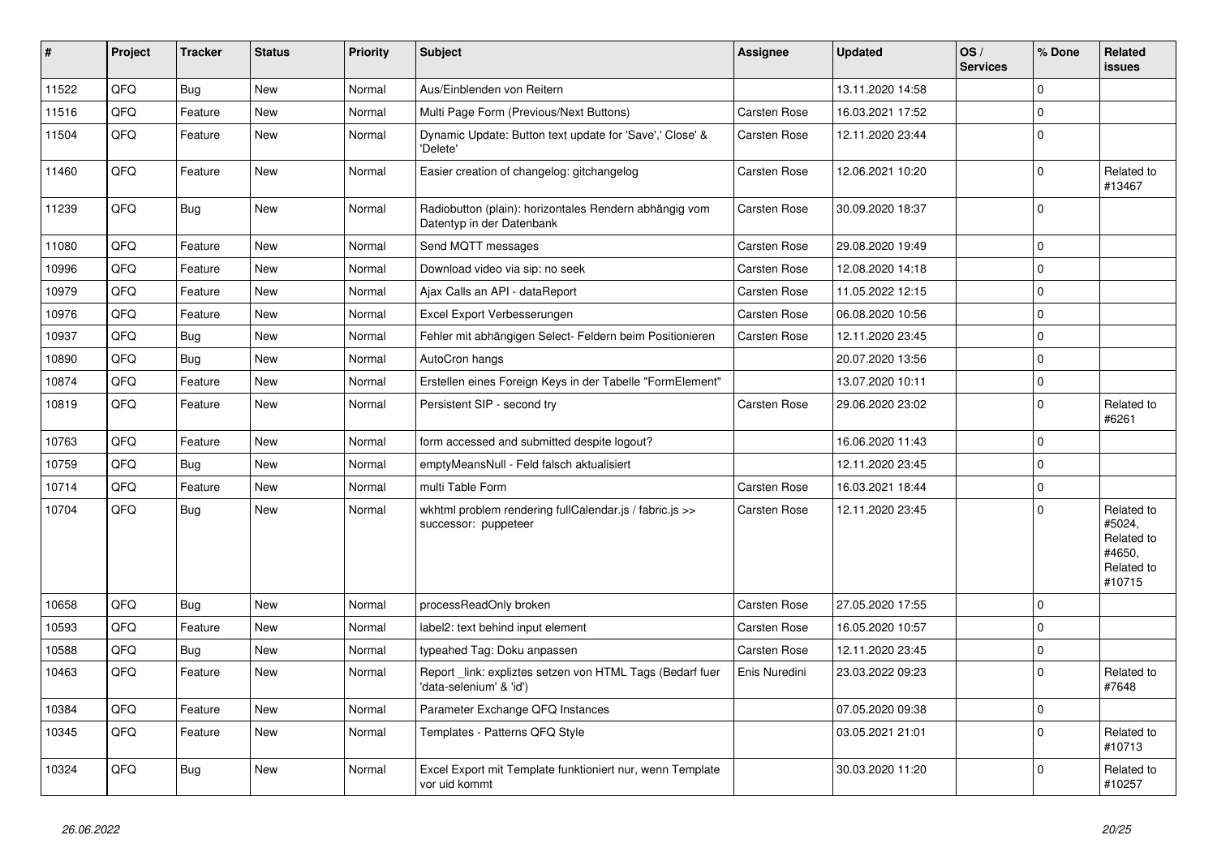| # | Project | Tracker | Status | Priority | Subject | Assignee | Updated | OS / Services | % Done | Related issues |
|---|---|---|---|---|---|---|---|---|---|---|
| 11522 | QFQ | Bug | New | Normal | Aus/Einblenden von Reitern | | 13.11.2020 14:58 | | 0 | |
| 11516 | QFQ | Feature | New | Normal | Multi Page Form (Previous/Next Buttons) | Carsten Rose | 16.03.2021 17:52 | | 0 | |
| 11504 | QFQ | Feature | New | Normal | Dynamic Update: Button text update for 'Save',' Close' & 'Delete' | Carsten Rose | 12.11.2020 23:44 | | 0 | |
| 11460 | QFQ | Feature | New | Normal | Easier creation of changelog: gitchangelog | Carsten Rose | 12.06.2021 10:20 | | 0 | Related to #13467 |
| 11239 | QFQ | Bug | New | Normal | Radiobutton (plain): horizontales Rendern abhängig vom Datentyp in der Datenbank | Carsten Rose | 30.09.2020 18:37 | | 0 | |
| 11080 | QFQ | Feature | New | Normal | Send MQTT messages | Carsten Rose | 29.08.2020 19:49 | | 0 | |
| 10996 | QFQ | Feature | New | Normal | Download video via sip: no seek | Carsten Rose | 12.08.2020 14:18 | | 0 | |
| 10979 | QFQ | Feature | New | Normal | Ajax Calls an API - dataReport | Carsten Rose | 11.05.2022 12:15 | | 0 | |
| 10976 | QFQ | Feature | New | Normal | Excel Export Verbesserungen | Carsten Rose | 06.08.2020 10:56 | | 0 | |
| 10937 | QFQ | Bug | New | Normal | Fehler mit abhängigen Select- Feldern beim Positionieren | Carsten Rose | 12.11.2020 23:45 | | 0 | |
| 10890 | QFQ | Bug | New | Normal | AutoCron hangs | | 20.07.2020 13:56 | | 0 | |
| 10874 | QFQ | Feature | New | Normal | Erstellen eines Foreign Keys in der Tabelle "FormElement" | | 13.07.2020 10:11 | | 0 | |
| 10819 | QFQ | Feature | New | Normal | Persistent SIP - second try | Carsten Rose | 29.06.2020 23:02 | | 0 | Related to #6261 |
| 10763 | QFQ | Feature | New | Normal | form accessed and submitted despite logout? | | 16.06.2020 11:43 | | 0 | |
| 10759 | QFQ | Bug | New | Normal | emptyMeansNull - Feld falsch aktualisiert | | 12.11.2020 23:45 | | 0 | |
| 10714 | QFQ | Feature | New | Normal | multi Table Form | Carsten Rose | 16.03.2021 18:44 | | 0 | |
| 10704 | QFQ | Bug | New | Normal | wkhtml problem rendering fullCalendar.js / fabric.js >> successor: puppeteer | Carsten Rose | 12.11.2020 23:45 | | 0 | Related to #5024, Related to #4650, Related to #10715 |
| 10658 | QFQ | Bug | New | Normal | processReadOnly broken | Carsten Rose | 27.05.2020 17:55 | | 0 | |
| 10593 | QFQ | Feature | New | Normal | label2: text behind input element | Carsten Rose | 16.05.2020 10:57 | | 0 | |
| 10588 | QFQ | Bug | New | Normal | typeahed Tag: Doku anpassen | Carsten Rose | 12.11.2020 23:45 | | 0 | |
| 10463 | QFQ | Feature | New | Normal | Report _link: expliztes setzen von HTML Tags (Bedarf fuer 'data-selenium' & 'id') | Enis Nuredini | 23.03.2022 09:23 | | 0 | Related to #7648 |
| 10384 | QFQ | Feature | New | Normal | Parameter Exchange QFQ Instances | | 07.05.2020 09:38 | | 0 | |
| 10345 | QFQ | Feature | New | Normal | Templates - Patterns QFQ Style | | 03.05.2021 21:01 | | 0 | Related to #10713 |
| 10324 | QFQ | Bug | New | Normal | Excel Export mit Template funktioniert nur, wenn Template vor uid kommt | | 30.03.2020 11:20 | | 0 | Related to #10257 |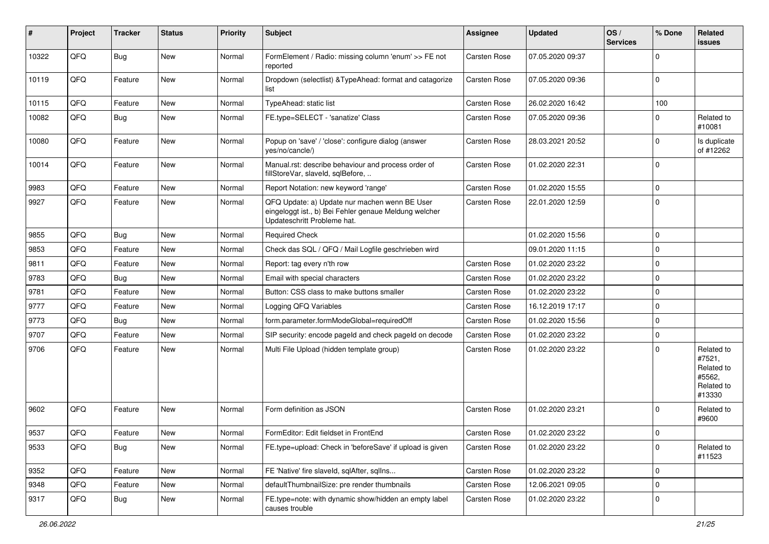| # | Project | Tracker | Status | Priority | Subject | Assignee | Updated | OS / Services | % Done | Related issues |
|---|---|---|---|---|---|---|---|---|---|---|
| 10322 | QFQ | Bug | New | Normal | FormElement / Radio: missing column 'enum' >> FE not reported | Carsten Rose | 07.05.2020 09:37 | | 0 | |
| 10119 | QFQ | Feature | New | Normal | Dropdown (selectlist) &TypeAhead: format and catagorize list | Carsten Rose | 07.05.2020 09:36 | | 0 | |
| 10115 | QFQ | Feature | New | Normal | TypeAhead: static list | Carsten Rose | 26.02.2020 16:42 | | 100 | |
| 10082 | QFQ | Bug | New | Normal | FE.type=SELECT - 'sanatize' Class | Carsten Rose | 07.05.2020 09:36 | | 0 | Related to #10081 |
| 10080 | QFQ | Feature | New | Normal | Popup on 'save' / 'close': configure dialog (answer yes/no/cancle/) | Carsten Rose | 28.03.2021 20:52 | | 0 | Is duplicate of #12262 |
| 10014 | QFQ | Feature | New | Normal | Manual.rst: describe behaviour and process order of fillStoreVar, slaveId, sqlBefore, .. | Carsten Rose | 01.02.2020 22:31 | | 0 | |
| 9983 | QFQ | Feature | New | Normal | Report Notation: new keyword 'range' | Carsten Rose | 01.02.2020 15:55 | | 0 | |
| 9927 | QFQ | Feature | New | Normal | QFQ Update: a) Update nur machen wenn BE User eingeloggt ist., b) Bei Fehler genaue Meldung welcher Updateschritt Probleme hat. | Carsten Rose | 22.01.2020 12:59 | | 0 | |
| 9855 | QFQ | Bug | New | Normal | Required Check | | 01.02.2020 15:56 | | 0 | |
| 9853 | QFQ | Feature | New | Normal | Check das SQL / QFQ / Mail Logfile geschrieben wird | | 09.01.2020 11:15 | | 0 | |
| 9811 | QFQ | Feature | New | Normal | Report: tag every n'th row | Carsten Rose | 01.02.2020 23:22 | | 0 | |
| 9783 | QFQ | Bug | New | Normal | Email with special characters | Carsten Rose | 01.02.2020 23:22 | | 0 | |
| 9781 | QFQ | Feature | New | Normal | Button: CSS class to make buttons smaller | Carsten Rose | 01.02.2020 23:22 | | 0 | |
| 9777 | QFQ | Feature | New | Normal | Logging QFQ Variables | Carsten Rose | 16.12.2019 17:17 | | 0 | |
| 9773 | QFQ | Bug | New | Normal | form.parameter.formModeGlobal=requiredOff | Carsten Rose | 01.02.2020 15:56 | | 0 | |
| 9707 | QFQ | Feature | New | Normal | SIP security: encode pageId and check pageId on decode | Carsten Rose | 01.02.2020 23:22 | | 0 | |
| 9706 | QFQ | Feature | New | Normal | Multi File Upload (hidden template group) | Carsten Rose | 01.02.2020 23:22 | | 0 | Related to #7521, Related to #5562, Related to #13330 |
| 9602 | QFQ | Feature | New | Normal | Form definition as JSON | Carsten Rose | 01.02.2020 23:21 | | 0 | Related to #9600 |
| 9537 | QFQ | Feature | New | Normal | FormEditor: Edit fieldset in FrontEnd | Carsten Rose | 01.02.2020 23:22 | | 0 | |
| 9533 | QFQ | Bug | New | Normal | FE.type=upload: Check in 'beforeSave' if upload is given | Carsten Rose | 01.02.2020 23:22 | | 0 | Related to #11523 |
| 9352 | QFQ | Feature | New | Normal | FE 'Native' fire slaveId, sqlAfter, sqlIns... | Carsten Rose | 01.02.2020 23:22 | | 0 | |
| 9348 | QFQ | Feature | New | Normal | defaultThumbnailSize: pre render thumbnails | Carsten Rose | 12.06.2021 09:05 | | 0 | |
| 9317 | QFQ | Bug | New | Normal | FE.type=note: with dynamic show/hidden an empty label causes trouble | Carsten Rose | 01.02.2020 23:22 | | 0 | |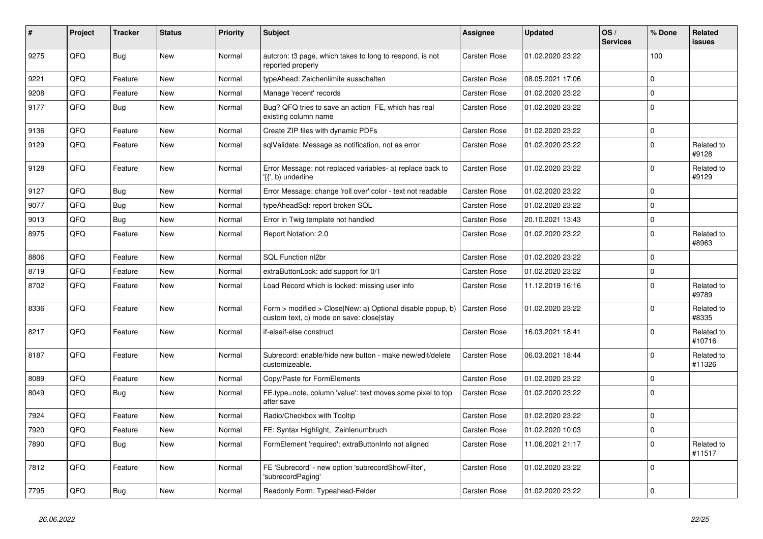| # | Project | Tracker | Status | Priority | Subject | Assignee | Updated | OS / Services | % Done | Related issues |
|---|---|---|---|---|---|---|---|---|---|---|
| 9275 | QFQ | Bug | New | Normal | autcron: t3 page, which takes to long to respond, is not reported properly | Carsten Rose | 01.02.2020 23:22 | | 100 | |
| 9221 | QFQ | Feature | New | Normal | typeAhead: Zeichenlimite ausschalten | Carsten Rose | 08.05.2021 17:06 | | 0 | |
| 9208 | QFQ | Feature | New | Normal | Manage 'recent' records | Carsten Rose | 01.02.2020 23:22 | | 0 | |
| 9177 | QFQ | Bug | New | Normal | Bug? QFQ tries to save an action FE, which has real existing column name | Carsten Rose | 01.02.2020 23:22 | | 0 | |
| 9136 | QFQ | Feature | New | Normal | Create ZIP files with dynamic PDFs | Carsten Rose | 01.02.2020 23:22 | | 0 | |
| 9129 | QFQ | Feature | New | Normal | sqlValidate: Message as notification, not as error | Carsten Rose | 01.02.2020 23:22 | | 0 | Related to #9128 |
| 9128 | QFQ | Feature | New | Normal | Error Message: not replaced variables- a) replace back to '{{', b) underline | Carsten Rose | 01.02.2020 23:22 | | 0 | Related to #9129 |
| 9127 | QFQ | Bug | New | Normal | Error Message: change 'roll over' color - text not readable | Carsten Rose | 01.02.2020 23:22 | | 0 | |
| 9077 | QFQ | Bug | New | Normal | typeAheadSql: report broken SQL | Carsten Rose | 01.02.2020 23:22 | | 0 | |
| 9013 | QFQ | Bug | New | Normal | Error in Twig template not handled | Carsten Rose | 20.10.2021 13:43 | | 0 | |
| 8975 | QFQ | Feature | New | Normal | Report Notation: 2.0 | Carsten Rose | 01.02.2020 23:22 | | 0 | Related to #8963 |
| 8806 | QFQ | Feature | New | Normal | SQL Function nl2br | Carsten Rose | 01.02.2020 23:22 | | 0 | |
| 8719 | QFQ | Feature | New | Normal | extraButtonLock: add support for 0/1 | Carsten Rose | 01.02.2020 23:22 | | 0 | |
| 8702 | QFQ | Feature | New | Normal | Load Record which is locked: missing user info | Carsten Rose | 11.12.2019 16:16 | | 0 | Related to #9789 |
| 8336 | QFQ | Feature | New | Normal | Form > modified > Close\|New: a) Optional disable popup, b) custom text, c) mode on save: close\|stay | Carsten Rose | 01.02.2020 23:22 | | 0 | Related to #8335 |
| 8217 | QFQ | Feature | New | Normal | if-elseif-else construct | Carsten Rose | 16.03.2021 18:41 | | 0 | Related to #10716 |
| 8187 | QFQ | Feature | New | Normal | Subrecord: enable/hide new button - make new/edit/delete customizeable. | Carsten Rose | 06.03.2021 18:44 | | 0 | Related to #11326 |
| 8089 | QFQ | Feature | New | Normal | Copy/Paste for FormElements | Carsten Rose | 01.02.2020 23:22 | | 0 | |
| 8049 | QFQ | Bug | New | Normal | FE.type=note, column 'value': text moves some pixel to top after save | Carsten Rose | 01.02.2020 23:22 | | 0 | |
| 7924 | QFQ | Feature | New | Normal | Radio/Checkbox with Tooltip | Carsten Rose | 01.02.2020 23:22 | | 0 | |
| 7920 | QFQ | Feature | New | Normal | FE: Syntax Highlight, Zeinlenumbruch | Carsten Rose | 01.02.2020 10:03 | | 0 | |
| 7890 | QFQ | Bug | New | Normal | FormElement 'required': extraButtonInfo not aligned | Carsten Rose | 11.06.2021 21:17 | | 0 | Related to #11517 |
| 7812 | QFQ | Feature | New | Normal | FE 'Subrecord' - new option 'subrecordShowFilter', 'subrecordPaging' | Carsten Rose | 01.02.2020 23:22 | | 0 | |
| 7795 | QFQ | Bug | New | Normal | Readonly Form: Typeahead-Felder | Carsten Rose | 01.02.2020 23:22 | | 0 | |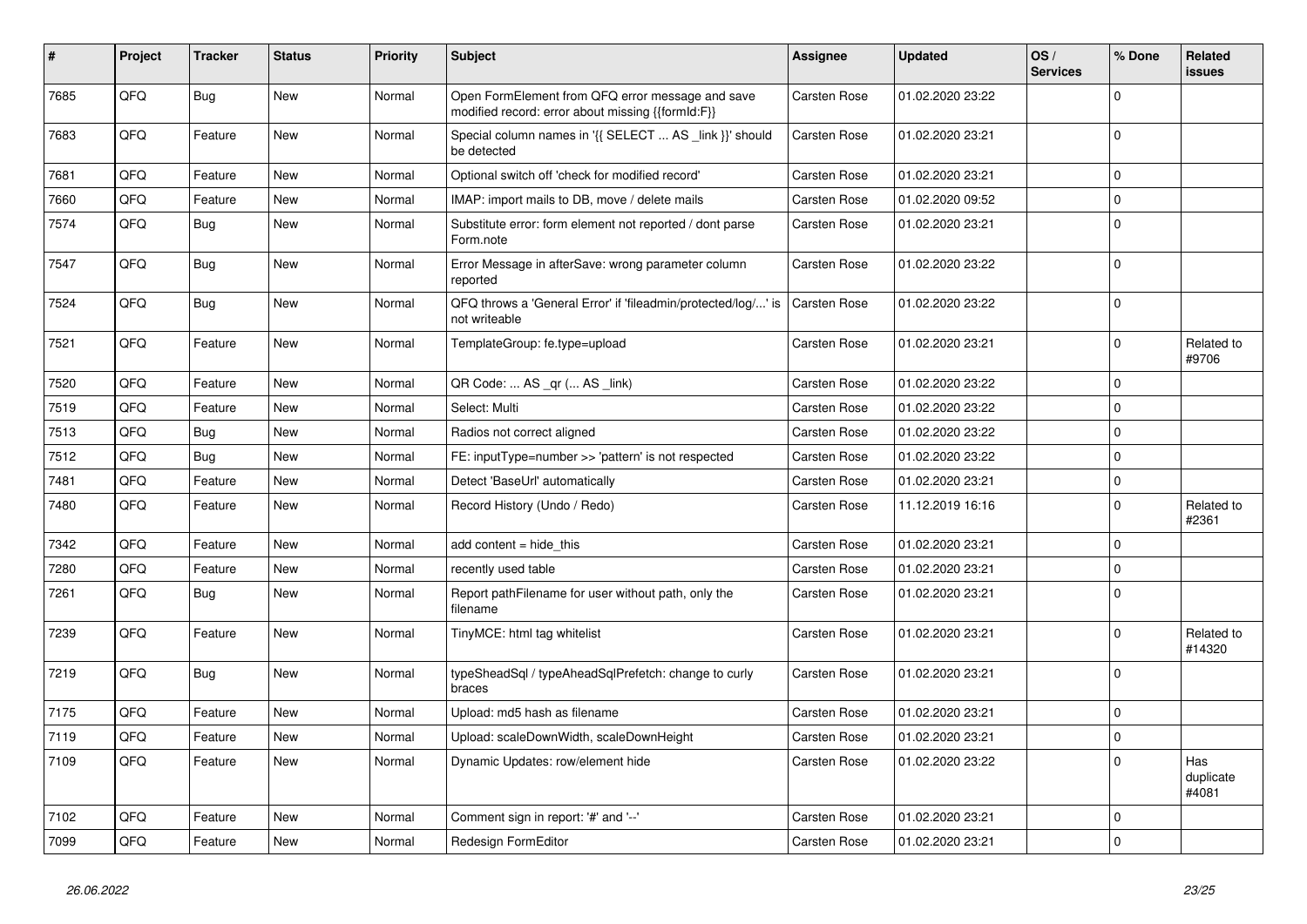| # | Project | Tracker | Status | Priority | Subject | Assignee | Updated | OS / Services | % Done | Related issues |
|---|---|---|---|---|---|---|---|---|---|---|
| 7685 | QFQ | Bug | New | Normal | Open FormElement from QFQ error message and save modified record: error about missing {{formId:F}} | Carsten Rose | 01.02.2020 23:22 | | 0 | |
| 7683 | QFQ | Feature | New | Normal | Special column names in '{{ SELECT ... AS _link }}' should be detected | Carsten Rose | 01.02.2020 23:21 | | 0 | |
| 7681 | QFQ | Feature | New | Normal | Optional switch off 'check for modified record' | Carsten Rose | 01.02.2020 23:21 | | 0 | |
| 7660 | QFQ | Feature | New | Normal | IMAP: import mails to DB, move / delete mails | Carsten Rose | 01.02.2020 09:52 | | 0 | |
| 7574 | QFQ | Bug | New | Normal | Substitute error: form element not reported / dont parse Form.note | Carsten Rose | 01.02.2020 23:21 | | 0 | |
| 7547 | QFQ | Bug | New | Normal | Error Message in afterSave: wrong parameter column reported | Carsten Rose | 01.02.2020 23:22 | | 0 | |
| 7524 | QFQ | Bug | New | Normal | QFQ throws a 'General Error' if 'fileadmin/protected/log/...' is not writeable | Carsten Rose | 01.02.2020 23:22 | | 0 | |
| 7521 | QFQ | Feature | New | Normal | TemplateGroup: fe.type=upload | Carsten Rose | 01.02.2020 23:21 | | 0 | Related to #9706 |
| 7520 | QFQ | Feature | New | Normal | QR Code: ... AS _qr (... AS _link) | Carsten Rose | 01.02.2020 23:22 | | 0 | |
| 7519 | QFQ | Feature | New | Normal | Select: Multi | Carsten Rose | 01.02.2020 23:22 | | 0 | |
| 7513 | QFQ | Bug | New | Normal | Radios not correct aligned | Carsten Rose | 01.02.2020 23:22 | | 0 | |
| 7512 | QFQ | Bug | New | Normal | FE: inputType=number >> 'pattern' is not respected | Carsten Rose | 01.02.2020 23:22 | | 0 | |
| 7481 | QFQ | Feature | New | Normal | Detect 'BaseUrl' automatically | Carsten Rose | 01.02.2020 23:21 | | 0 | |
| 7480 | QFQ | Feature | New | Normal | Record History (Undo / Redo) | Carsten Rose | 11.12.2019 16:16 | | 0 | Related to #2361 |
| 7342 | QFQ | Feature | New | Normal | add content = hide_this | Carsten Rose | 01.02.2020 23:21 | | 0 | |
| 7280 | QFQ | Feature | New | Normal | recently used table | Carsten Rose | 01.02.2020 23:21 | | 0 | |
| 7261 | QFQ | Bug | New | Normal | Report pathFilename for user without path, only the filename | Carsten Rose | 01.02.2020 23:21 | | 0 | |
| 7239 | QFQ | Feature | New | Normal | TinyMCE: html tag whitelist | Carsten Rose | 01.02.2020 23:21 | | 0 | Related to #14320 |
| 7219 | QFQ | Bug | New | Normal | typeSheadSql / typeAheadSqlPrefetch: change to curly braces | Carsten Rose | 01.02.2020 23:21 | | 0 | |
| 7175 | QFQ | Feature | New | Normal | Upload: md5 hash as filename | Carsten Rose | 01.02.2020 23:21 | | 0 | |
| 7119 | QFQ | Feature | New | Normal | Upload: scaleDownWidth, scaleDownHeight | Carsten Rose | 01.02.2020 23:21 | | 0 | |
| 7109 | QFQ | Feature | New | Normal | Dynamic Updates: row/element hide | Carsten Rose | 01.02.2020 23:22 | | 0 | Has duplicate #4081 |
| 7102 | QFQ | Feature | New | Normal | Comment sign in report: '#' and '--' | Carsten Rose | 01.02.2020 23:21 | | 0 | |
| 7099 | QFQ | Feature | New | Normal | Redesign FormEditor | Carsten Rose | 01.02.2020 23:21 | | 0 | |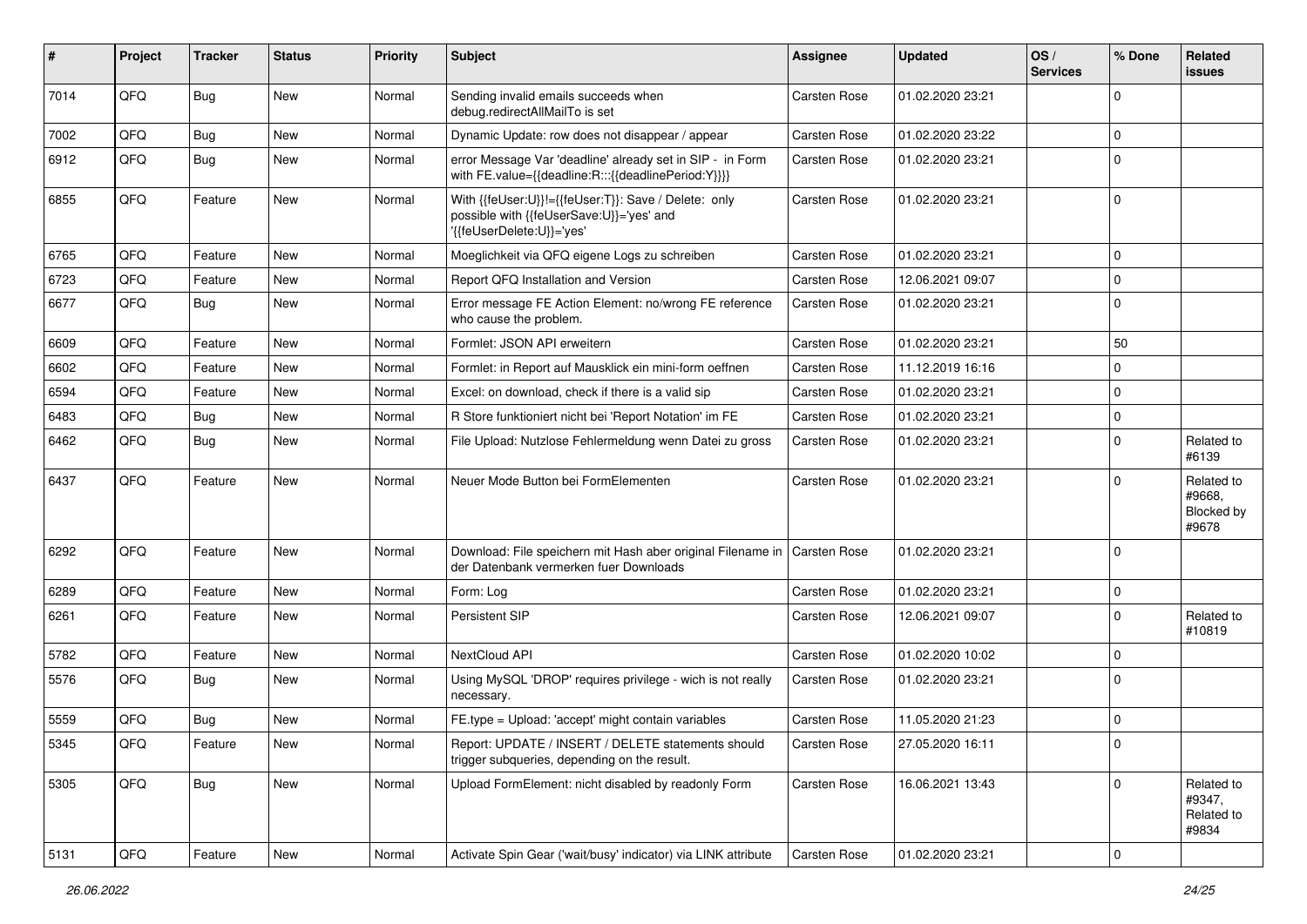| # | Project | Tracker | Status | Priority | Subject | Assignee | Updated | OS / Services | % Done | Related issues |
|---|---|---|---|---|---|---|---|---|---|---|
| 7014 | QFQ | Bug | New | Normal | Sending invalid emails succeeds when debug.redirectAllMailTo is set | Carsten Rose | 01.02.2020 23:21 | | 0 | |
| 7002 | QFQ | Bug | New | Normal | Dynamic Update: row does not disappear / appear | Carsten Rose | 01.02.2020 23:22 | | 0 | |
| 6912 | QFQ | Bug | New | Normal | error Message Var 'deadline' already set in SIP - in Form with FE.value={{deadline:R:::{{deadlinePeriod:Y}}}} | Carsten Rose | 01.02.2020 23:21 | | 0 | |
| 6855 | QFQ | Feature | New | Normal | With {{feUser:U}}!={{feUser:T}}: Save / Delete: only possible with {{feUserSave:U}}='yes' and '{{feUserDelete:U}}='yes' | Carsten Rose | 01.02.2020 23:21 | | 0 | |
| 6765 | QFQ | Feature | New | Normal | Moeglichkeit via QFQ eigene Logs zu schreiben | Carsten Rose | 01.02.2020 23:21 | | 0 | |
| 6723 | QFQ | Feature | New | Normal | Report QFQ Installation and Version | Carsten Rose | 12.06.2021 09:07 | | 0 | |
| 6677 | QFQ | Bug | New | Normal | Error message FE Action Element: no/wrong FE reference who cause the problem. | Carsten Rose | 01.02.2020 23:21 | | 0 | |
| 6609 | QFQ | Feature | New | Normal | Formlet: JSON API erweitern | Carsten Rose | 01.02.2020 23:21 | | 50 | |
| 6602 | QFQ | Feature | New | Normal | Formlet: in Report auf Mausklick ein mini-form oeffnen | Carsten Rose | 11.12.2019 16:16 | | 0 | |
| 6594 | QFQ | Feature | New | Normal | Excel: on download, check if there is a valid sip | Carsten Rose | 01.02.2020 23:21 | | 0 | |
| 6483 | QFQ | Bug | New | Normal | R Store funktioniert nicht bei 'Report Notation' im FE | Carsten Rose | 01.02.2020 23:21 | | 0 | |
| 6462 | QFQ | Bug | New | Normal | File Upload: Nutzlose Fehlermeldung wenn Datei zu gross | Carsten Rose | 01.02.2020 23:21 | | 0 | Related to #6139 |
| 6437 | QFQ | Feature | New | Normal | Neuer Mode Button bei FormElementen | Carsten Rose | 01.02.2020 23:21 | | 0 | Related to #9668, Blocked by #9678 |
| 6292 | QFQ | Feature | New | Normal | Download: File speichern mit Hash aber original Filename in der Datenbank vermerken fuer Downloads | Carsten Rose | 01.02.2020 23:21 | | 0 | |
| 6289 | QFQ | Feature | New | Normal | Form: Log | Carsten Rose | 01.02.2020 23:21 | | 0 | |
| 6261 | QFQ | Feature | New | Normal | Persistent SIP | Carsten Rose | 12.06.2021 09:07 | | 0 | Related to #10819 |
| 5782 | QFQ | Feature | New | Normal | NextCloud API | Carsten Rose | 01.02.2020 10:02 | | 0 | |
| 5576 | QFQ | Bug | New | Normal | Using MySQL 'DROP' requires privilege - wich is not really necessary. | Carsten Rose | 01.02.2020 23:21 | | 0 | |
| 5559 | QFQ | Bug | New | Normal | FE.type = Upload: 'accept' might contain variables | Carsten Rose | 11.05.2020 21:23 | | 0 | |
| 5345 | QFQ | Feature | New | Normal | Report: UPDATE / INSERT / DELETE statements should trigger subqueries, depending on the result. | Carsten Rose | 27.05.2020 16:11 | | 0 | |
| 5305 | QFQ | Bug | New | Normal | Upload FormElement: nicht disabled by readonly Form | Carsten Rose | 16.06.2021 13:43 | | 0 | Related to #9347, Related to #9834 |
| 5131 | QFQ | Feature | New | Normal | Activate Spin Gear ('wait/busy' indicator) via LINK attribute | Carsten Rose | 01.02.2020 23:21 | | 0 | |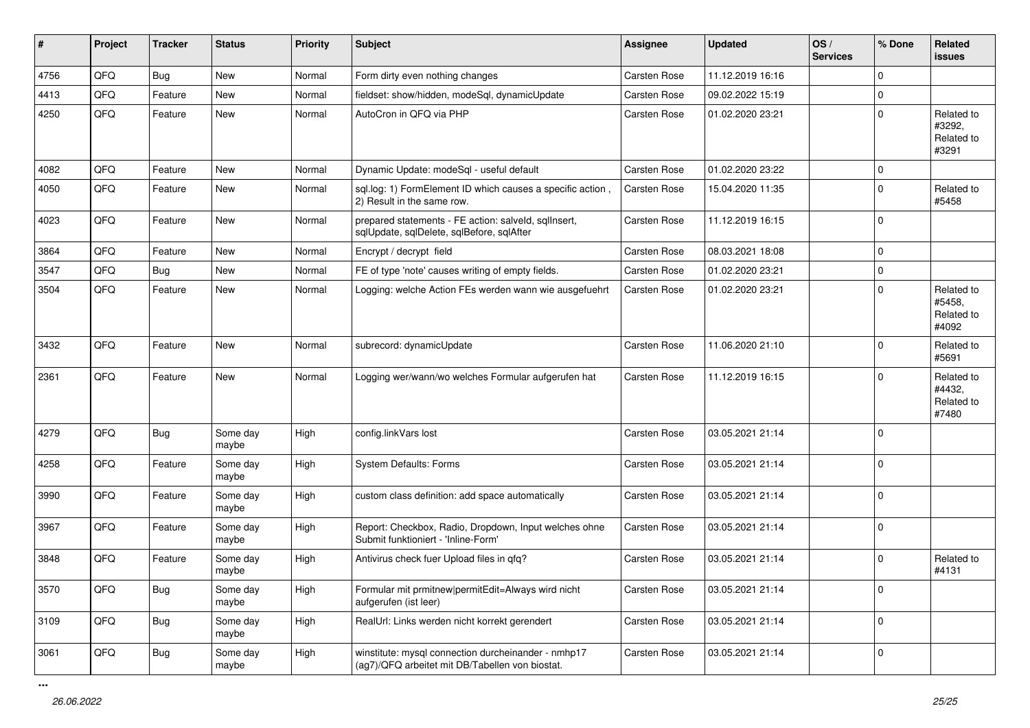| # | Project | Tracker | Status | Priority | Subject | Assignee | Updated | OS / Services | % Done | Related issues |
|---|---|---|---|---|---|---|---|---|---|---|
| 4756 | QFQ | Bug | New | Normal | Form dirty even nothing changes | Carsten Rose | 11.12.2019 16:16 | | 0 | |
| 4413 | QFQ | Feature | New | Normal | fieldset: show/hidden, modeSql, dynamicUpdate | Carsten Rose | 09.02.2022 15:19 | | 0 | |
| 4250 | QFQ | Feature | New | Normal | AutoCron in QFQ via PHP | Carsten Rose | 01.02.2020 23:21 | | 0 | Related to #3292, Related to #3291 |
| 4082 | QFQ | Feature | New | Normal | Dynamic Update: modeSql - useful default | Carsten Rose | 01.02.2020 23:22 | | 0 | |
| 4050 | QFQ | Feature | New | Normal | sql.log: 1) FormElement ID which causes a specific action , 2) Result in the same row. | Carsten Rose | 15.04.2020 11:35 | | 0 | Related to #5458 |
| 4023 | QFQ | Feature | New | Normal | prepared statements - FE action: salveld, sqlInsert, sqlUpdate, sqlDelete, sqlBefore, sqlAfter | Carsten Rose | 11.12.2019 16:15 | | 0 | |
| 3864 | QFQ | Feature | New | Normal | Encrypt / decrypt field | Carsten Rose | 08.03.2021 18:08 | | 0 | |
| 3547 | QFQ | Bug | New | Normal | FE of type 'note' causes writing of empty fields. | Carsten Rose | 01.02.2020 23:21 | | 0 | |
| 3504 | QFQ | Feature | New | Normal | Logging: welche Action FEs werden wann wie ausgefuehrt | Carsten Rose | 01.02.2020 23:21 | | 0 | Related to #5458, Related to #4092 |
| 3432 | QFQ | Feature | New | Normal | subrecord: dynamicUpdate | Carsten Rose | 11.06.2020 21:10 | | 0 | Related to #5691 |
| 2361 | QFQ | Feature | New | Normal | Logging wer/wann/wo welches Formular aufgerufen hat | Carsten Rose | 11.12.2019 16:15 | | 0 | Related to #4432, Related to #7480 |
| 4279 | QFQ | Bug | Some day maybe | High | config.linkVars lost | Carsten Rose | 03.05.2021 21:14 | | 0 | |
| 4258 | QFQ | Feature | Some day maybe | High | System Defaults: Forms | Carsten Rose | 03.05.2021 21:14 | | 0 | |
| 3990 | QFQ | Feature | Some day maybe | High | custom class definition: add space automatically | Carsten Rose | 03.05.2021 21:14 | | 0 | |
| 3967 | QFQ | Feature | Some day maybe | High | Report: Checkbox, Radio, Dropdown, Input welches ohne Submit funktioniert - 'Inline-Form' | Carsten Rose | 03.05.2021 21:14 | | 0 | |
| 3848 | QFQ | Feature | Some day maybe | High | Antivirus check fuer Upload files in qfq? | Carsten Rose | 03.05.2021 21:14 | | 0 | Related to #4131 |
| 3570 | QFQ | Bug | Some day maybe | High | Formular mit prmitnew\|permitEdit=Always wird nicht aufgerufen (ist leer) | Carsten Rose | 03.05.2021 21:14 | | 0 | |
| 3109 | QFQ | Bug | Some day maybe | High | RealUrl: Links werden nicht korrekt gerendert | Carsten Rose | 03.05.2021 21:14 | | 0 | |
| 3061 | QFQ | Bug | Some day maybe | High | winstitute: mysql connection durcheinander - nmhp17 (ag7)/QFQ arbeitet mit DB/Tabellen von biostat. | Carsten Rose | 03.05.2021 21:14 | | 0 | |

...

*26.06.2022*